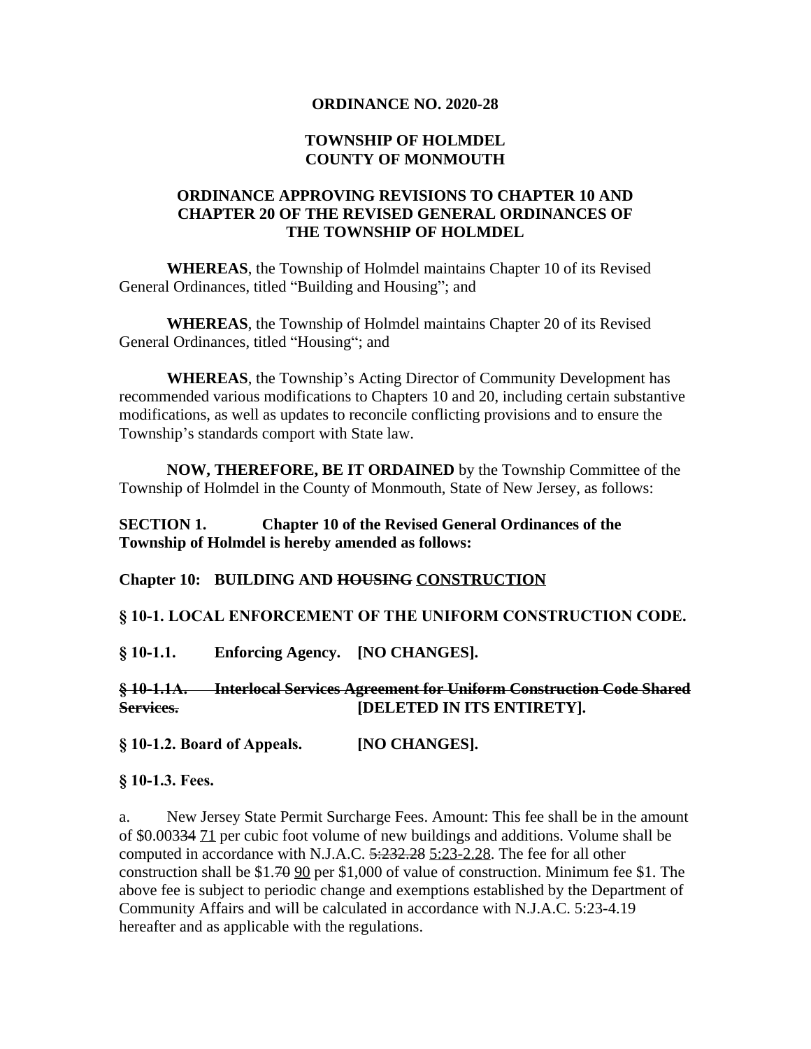**ORDINANCE NO. 2020-28**

**TOWNSHIP OF HOLMDEL**
**COUNTY OF MONMOUTH**

**ORDINANCE APPROVING REVISIONS TO CHAPTER 10 AND CHAPTER 20 OF THE REVISED GENERAL ORDINANCES OF THE TOWNSHIP OF HOLMDEL**

**WHEREAS**, the Township of Holmdel maintains Chapter 10 of its Revised General Ordinances, titled "Building and Housing"; and

**WHEREAS**, the Township of Holmdel maintains Chapter 20 of its Revised General Ordinances, titled "Housing"; and

**WHEREAS**, the Township's Acting Director of Community Development has recommended various modifications to Chapters 10 and 20, including certain substantive modifications, as well as updates to reconcile conflicting provisions and to ensure the Township's standards comport with State law.

**NOW, THEREFORE, BE IT ORDAINED** by the Township Committee of the Township of Holmdel in the County of Monmouth, State of New Jersey, as follows:

**SECTION 1. Chapter 10 of the Revised General Ordinances of the Township of Holmdel is hereby amended as follows:**

**Chapter 10: BUILDING AND ~~HOUSING~~ <u>CONSTRUCTION</u>**

**§ 10-1. LOCAL ENFORCEMENT OF THE UNIFORM CONSTRUCTION CODE.**

**§ 10-1.1. Enforcing Agency. [NO CHANGES].**

**~~§ 10-1.1A. Interlocal Services Agreement for Uniform Construction Code Shared Services.~~ [DELETED IN ITS ENTIRETY].**

**§ 10-1.2. Board of Appeals. [NO CHANGES].**

**§ 10-1.3. Fees.**

a. New Jersey State Permit Surcharge Fees. Amount: This fee shall be in the amount of $0.003~~34~~ <u>71</u> per cubic foot volume of new buildings and additions. Volume shall be computed in accordance with N.J.A.C. ~~5:232.28~~ <u>5:23-2.28</u>. The fee for all other construction shall be $1.~~70~~ <u>90</u> per $1,000 of value of construction. Minimum fee $1. The above fee is subject to periodic change and exemptions established by the Department of Community Affairs and will be calculated in accordance with N.J.A.C. 5:23-4.19 hereafter and as applicable with the regulations.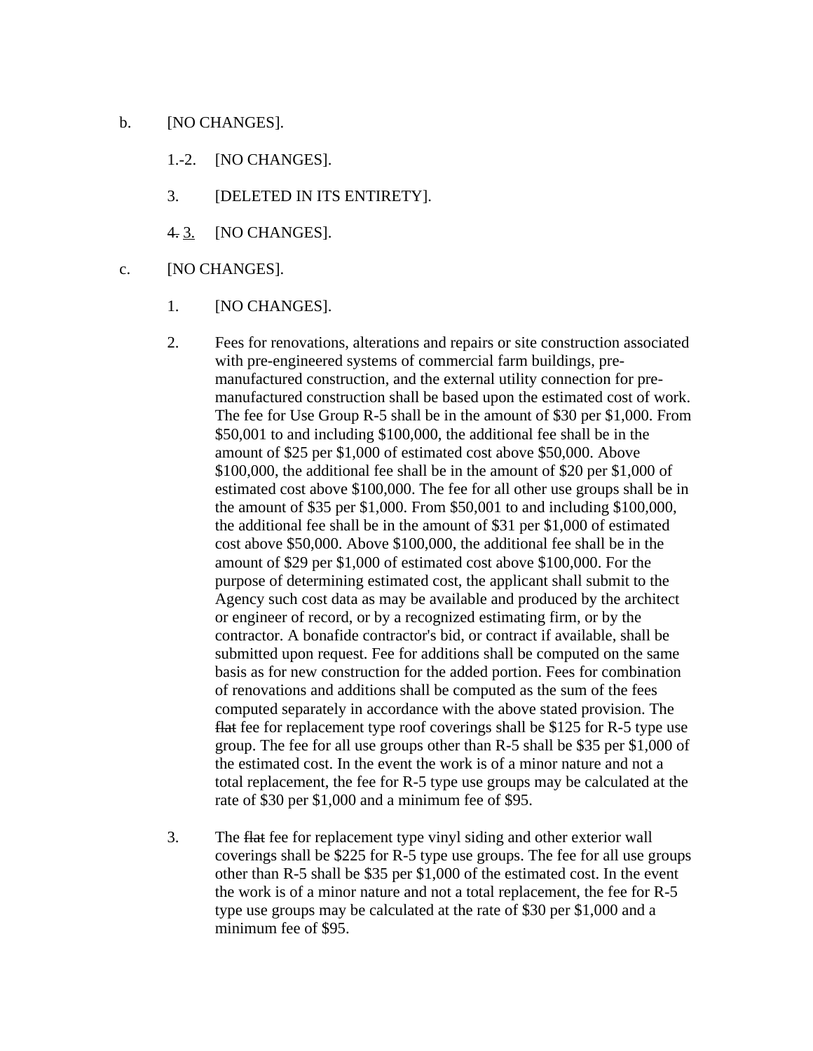b. [NO CHANGES].

  1.-2. [NO CHANGES].

  3. [DELETED IN ITS ENTIRETY].

  ~~4.~~ <u>3.</u> [NO CHANGES].

c. [NO CHANGES].

  1. [NO CHANGES].

  2. Fees for renovations, alterations and repairs or site construction associated with pre-engineered systems of commercial farm buildings, pre-manufactured construction, and the external utility connection for pre-manufactured construction shall be based upon the estimated cost of work. The fee for Use Group R-5 shall be in the amount of $30 per $1,000. From $50,001 to and including $100,000, the additional fee shall be in the amount of $25 per $1,000 of estimated cost above $50,000. Above $100,000, the additional fee shall be in the amount of $20 per $1,000 of estimated cost above $100,000. The fee for all other use groups shall be in the amount of $35 per $1,000. From $50,001 to and including $100,000, the additional fee shall be in the amount of $31 per $1,000 of estimated cost above $50,000. Above $100,000, the additional fee shall be in the amount of $29 per $1,000 of estimated cost above $100,000. For the purpose of determining estimated cost, the applicant shall submit to the Agency such cost data as may be available and produced by the architect or engineer of record, or by a recognized estimating firm, or by the contractor. A bonafide contractor's bid, or contract if available, shall be submitted upon request. Fee for additions shall be computed on the same basis as for new construction for the added portion. Fees for combination of renovations and additions shall be computed as the sum of the fees computed separately in accordance with the above stated provision. The ~~flat~~ fee for replacement type roof coverings shall be $125 for R-5 type use group. The fee for all use groups other than R-5 shall be $35 per $1,000 of the estimated cost. In the event the work is of a minor nature and not a total replacement, the fee for R-5 type use groups may be calculated at the rate of $30 per $1,000 and a minimum fee of $95.

  3. The ~~flat~~ fee for replacement type vinyl siding and other exterior wall coverings shall be $225 for R-5 type use groups. The fee for all use groups other than R-5 shall be $35 per $1,000 of the estimated cost. In the event the work is of a minor nature and not a total replacement, the fee for R-5 type use groups may be calculated at the rate of $30 per $1,000 and a minimum fee of $95.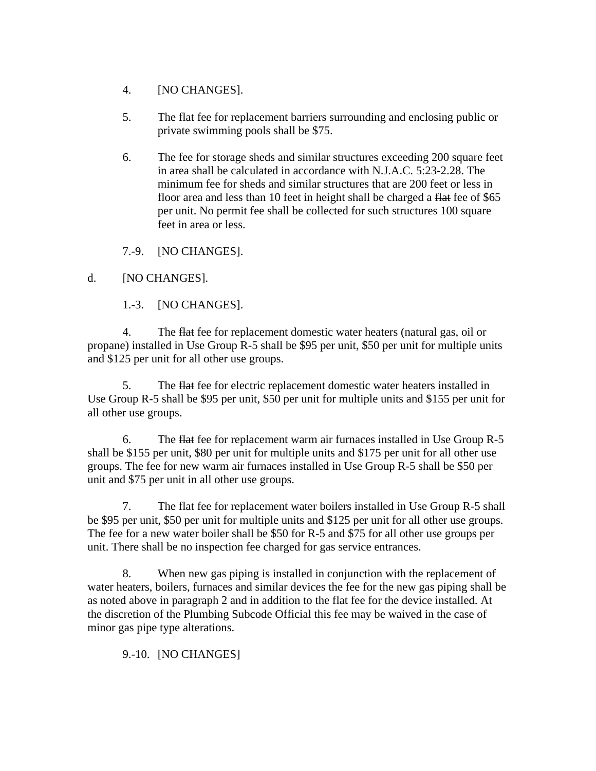4. [NO CHANGES].

5. The ~~flat~~ fee for replacement barriers surrounding and enclosing public or private swimming pools shall be $75.

6. The fee for storage sheds and similar structures exceeding 200 square feet in area shall be calculated in accordance with N.J.A.C. 5:23-2.28. The minimum fee for sheds and similar structures that are 200 feet or less in floor area and less than 10 feet in height shall be charged a ~~flat~~ fee of $65 per unit. No permit fee shall be collected for such structures 100 square feet in area or less.

7.-9. [NO CHANGES].

d. [NO CHANGES].

1.-3. [NO CHANGES].

4. The ~~flat~~ fee for replacement domestic water heaters (natural gas, oil or propane) installed in Use Group R-5 shall be $95 per unit, $50 per unit for multiple units and $125 per unit for all other use groups.

5. The ~~flat~~ fee for electric replacement domestic water heaters installed in Use Group R-5 shall be $95 per unit, $50 per unit for multiple units and $155 per unit for all other use groups.

6. The ~~flat~~ fee for replacement warm air furnaces installed in Use Group R-5 shall be $155 per unit, $80 per unit for multiple units and $175 per unit for all other use groups. The fee for new warm air furnaces installed in Use Group R-5 shall be $50 per unit and $75 per unit in all other use groups.

7. The flat fee for replacement water boilers installed in Use Group R-5 shall be $95 per unit, $50 per unit for multiple units and $125 per unit for all other use groups. The fee for a new water boiler shall be $50 for R-5 and $75 for all other use groups per unit. There shall be no inspection fee charged for gas service entrances.

8. When new gas piping is installed in conjunction with the replacement of water heaters, boilers, furnaces and similar devices the fee for the new gas piping shall be as noted above in paragraph 2 and in addition to the flat fee for the device installed. At the discretion of the Plumbing Subcode Official this fee may be waived in the case of minor gas pipe type alterations.

9.-10. [NO CHANGES]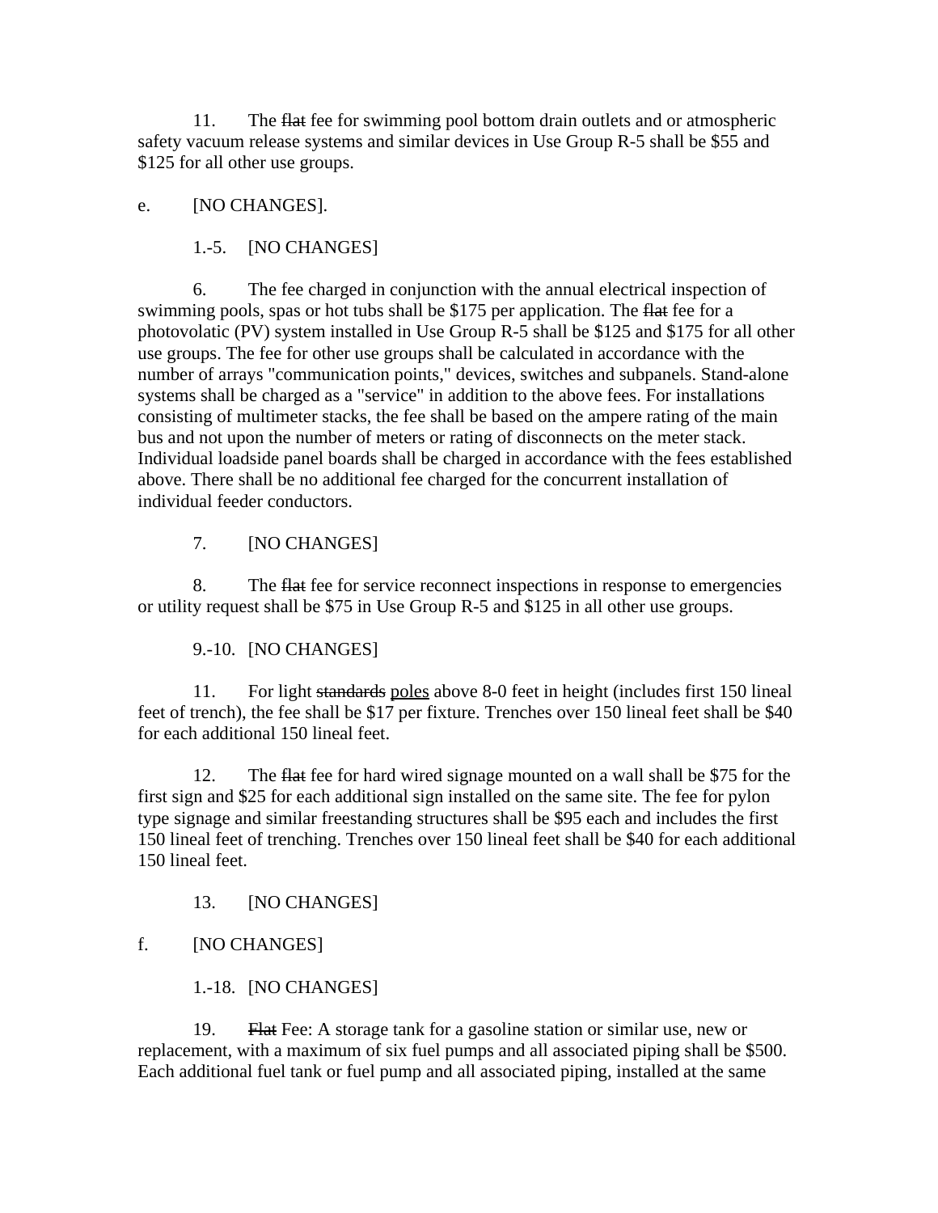11. The ~~flat~~ fee for swimming pool bottom drain outlets and or atmospheric safety vacuum release systems and similar devices in Use Group R-5 shall be $55 and $125 for all other use groups.

e. [NO CHANGES].

1.-5. [NO CHANGES]

6. The fee charged in conjunction with the annual electrical inspection of swimming pools, spas or hot tubs shall be $175 per application. The ~~flat~~ fee for a photovolatic (PV) system installed in Use Group R-5 shall be $125 and $175 for all other use groups. The fee for other use groups shall be calculated in accordance with the number of arrays "communication points," devices, switches and subpanels. Stand-alone systems shall be charged as a "service" in addition to the above fees. For installations consisting of multimeter stacks, the fee shall be based on the ampere rating of the main bus and not upon the number of meters or rating of disconnects on the meter stack. Individual loadside panel boards shall be charged in accordance with the fees established above. There shall be no additional fee charged for the concurrent installation of individual feeder conductors.

7. [NO CHANGES]

8. The ~~flat~~ fee for service reconnect inspections in response to emergencies or utility request shall be $75 in Use Group R-5 and $125 in all other use groups.

9.-10. [NO CHANGES]

11. For light ~~standards~~ <u>poles</u> above 8-0 feet in height (includes first 150 lineal feet of trench), the fee shall be $17 per fixture. Trenches over 150 lineal feet shall be $40 for each additional 150 lineal feet.

12. The ~~flat~~ fee for hard wired signage mounted on a wall shall be $75 for the first sign and $25 for each additional sign installed on the same site. The fee for pylon type signage and similar freestanding structures shall be $95 each and includes the first 150 lineal feet of trenching. Trenches over 150 lineal feet shall be $40 for each additional 150 lineal feet.

13. [NO CHANGES]

f. [NO CHANGES]

1.-18. [NO CHANGES]

19. ~~Flat~~ Fee: A storage tank for a gasoline station or similar use, new or replacement, with a maximum of six fuel pumps and all associated piping shall be $500. Each additional fuel tank or fuel pump and all associated piping, installed at the same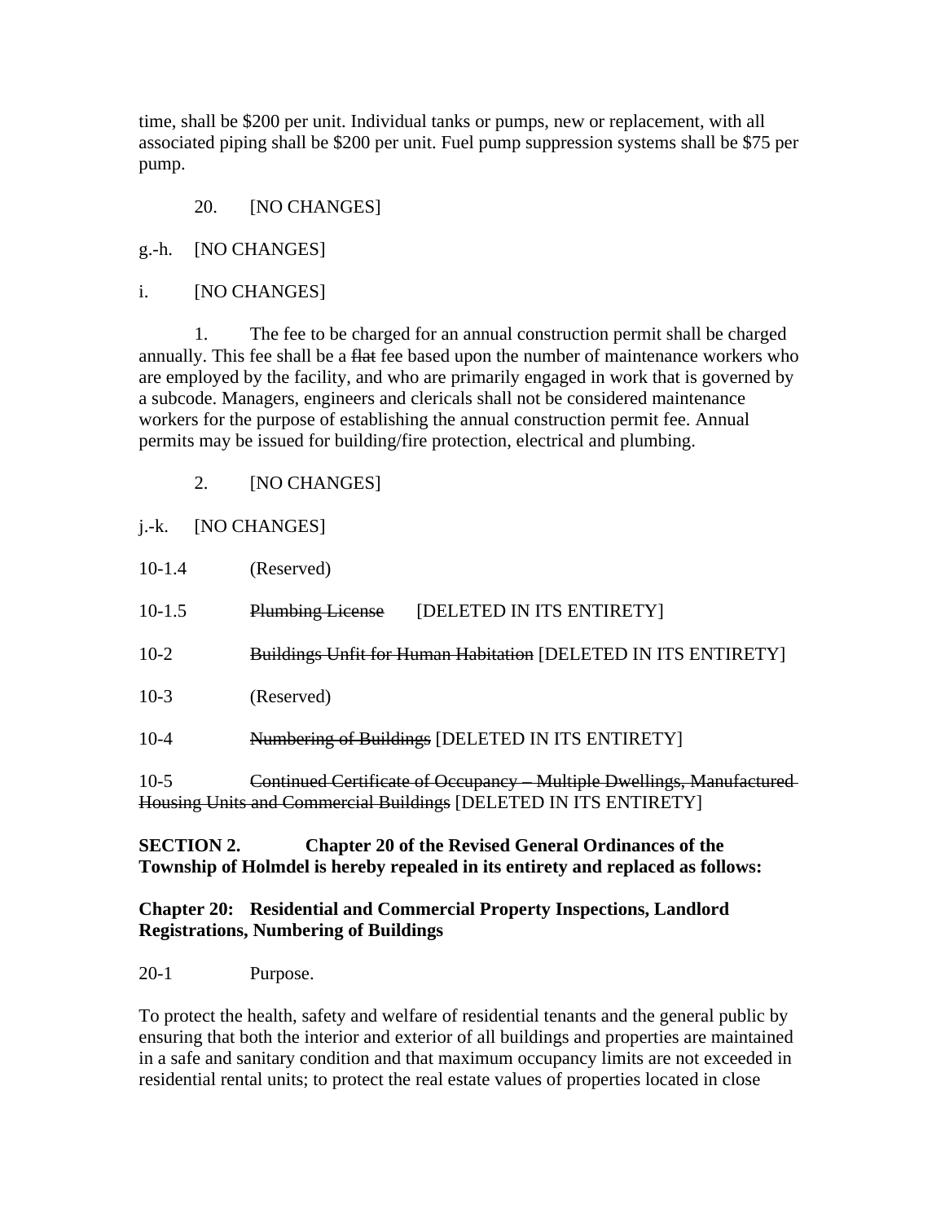time, shall be $200 per unit. Individual tanks or pumps, new or replacement, with all associated piping shall be $200 per unit. Fuel pump suppression systems shall be $75 per pump.

20. [NO CHANGES]

g.-h. [NO CHANGES]

i. [NO CHANGES]

1. The fee to be charged for an annual construction permit shall be charged annually. This fee shall be a ~~flat~~ fee based upon the number of maintenance workers who are employed by the facility, and who are primarily engaged in work that is governed by a subcode. Managers, engineers and clericals shall not be considered maintenance workers for the purpose of establishing the annual construction permit fee. Annual permits may be issued for building/fire protection, electrical and plumbing.

2. [NO CHANGES]

j.-k. [NO CHANGES]

10-1.4 (Reserved)

10-1.5 ~~Plumbing License~~ [DELETED IN ITS ENTIRETY]

10-2 ~~Buildings Unfit for Human Habitation~~ [DELETED IN ITS ENTIRETY]

10-3 (Reserved)

10-4 ~~Numbering of Buildings~~ [DELETED IN ITS ENTIRETY]

10-5 ~~Continued Certificate of Occupancy – Multiple Dwellings, Manufactured Housing Units and Commercial Buildings~~ [DELETED IN ITS ENTIRETY]

**SECTION 2. Chapter 20 of the Revised General Ordinances of the Township of Holmdel is hereby repealed in its entirety and replaced as follows:**

**Chapter 20: Residential and Commercial Property Inspections, Landlord Registrations, Numbering of Buildings**

20-1 Purpose.

To protect the health, safety and welfare of residential tenants and the general public by ensuring that both the interior and exterior of all buildings and properties are maintained in a safe and sanitary condition and that maximum occupancy limits are not exceeded in residential rental units; to protect the real estate values of properties located in close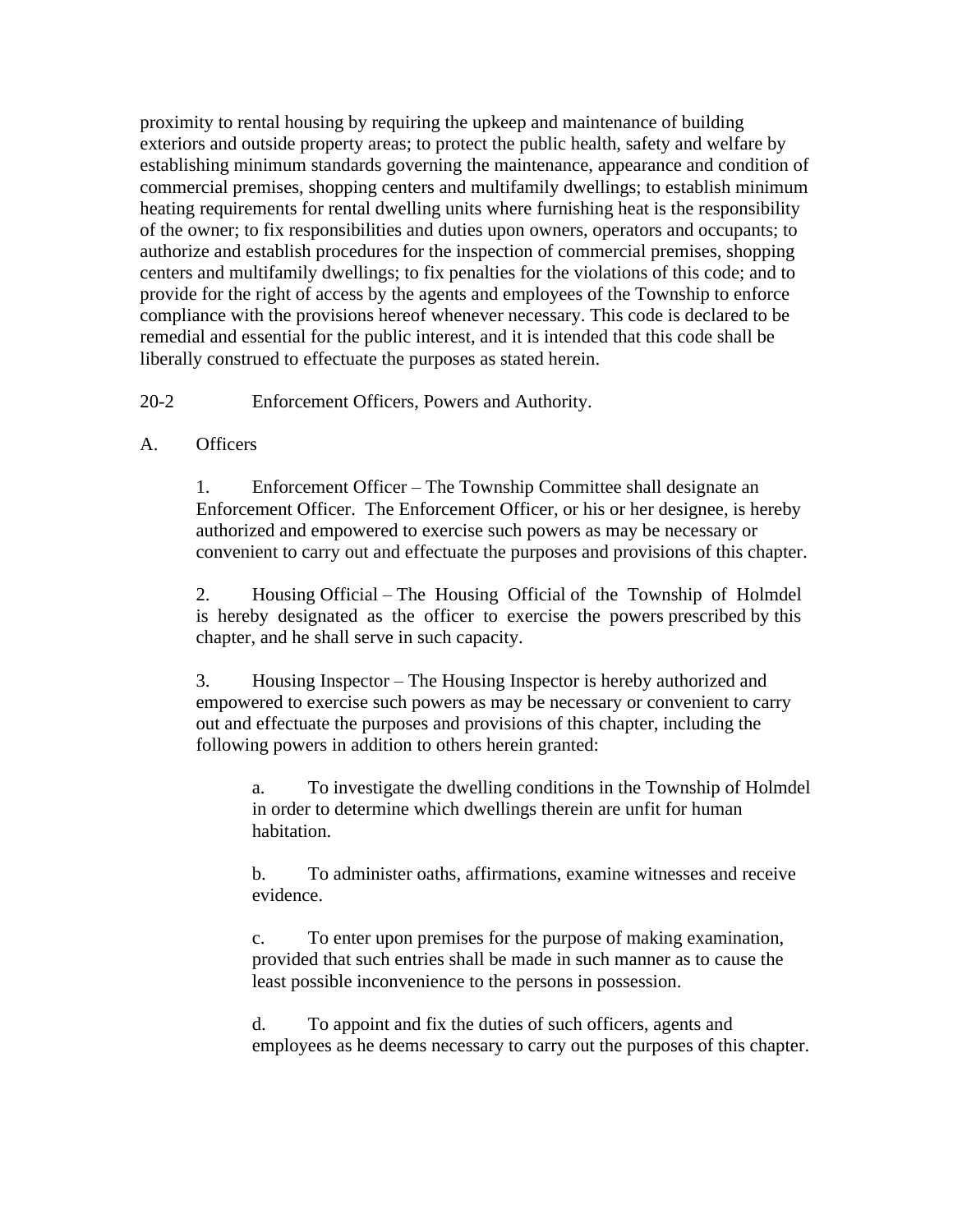proximity to rental housing by requiring the upkeep and maintenance of building exteriors and outside property areas; to protect the public health, safety and welfare by establishing minimum standards governing the maintenance, appearance and condition of commercial premises, shopping centers and multifamily dwellings; to establish minimum heating requirements for rental dwelling units where furnishing heat is the responsibility of the owner; to fix responsibilities and duties upon owners, operators and occupants; to authorize and establish procedures for the inspection of commercial premises, shopping centers and multifamily dwellings; to fix penalties for the violations of this code; and to provide for the right of access by the agents and employees of the Township to enforce compliance with the provisions hereof whenever necessary. This code is declared to be remedial and essential for the public interest, and it is intended that this code shall be liberally construed to effectuate the purposes as stated herein.

20-2 Enforcement Officers, Powers and Authority.

A. Officers

1. Enforcement Officer – The Township Committee shall designate an Enforcement Officer. The Enforcement Officer, or his or her designee, is hereby authorized and empowered to exercise such powers as may be necessary or convenient to carry out and effectuate the purposes and provisions of this chapter.

2. Housing Official – The Housing Official of the Township of Holmdel is hereby designated as the officer to exercise the powers prescribed by this chapter, and he shall serve in such capacity.

3. Housing Inspector – The Housing Inspector is hereby authorized and empowered to exercise such powers as may be necessary or convenient to carry out and effectuate the purposes and provisions of this chapter, including the following powers in addition to others herein granted:

a. To investigate the dwelling conditions in the Township of Holmdel in order to determine which dwellings therein are unfit for human habitation.

b. To administer oaths, affirmations, examine witnesses and receive evidence.

c. To enter upon premises for the purpose of making examination, provided that such entries shall be made in such manner as to cause the least possible inconvenience to the persons in possession.

d. To appoint and fix the duties of such officers, agents and employees as he deems necessary to carry out the purposes of this chapter.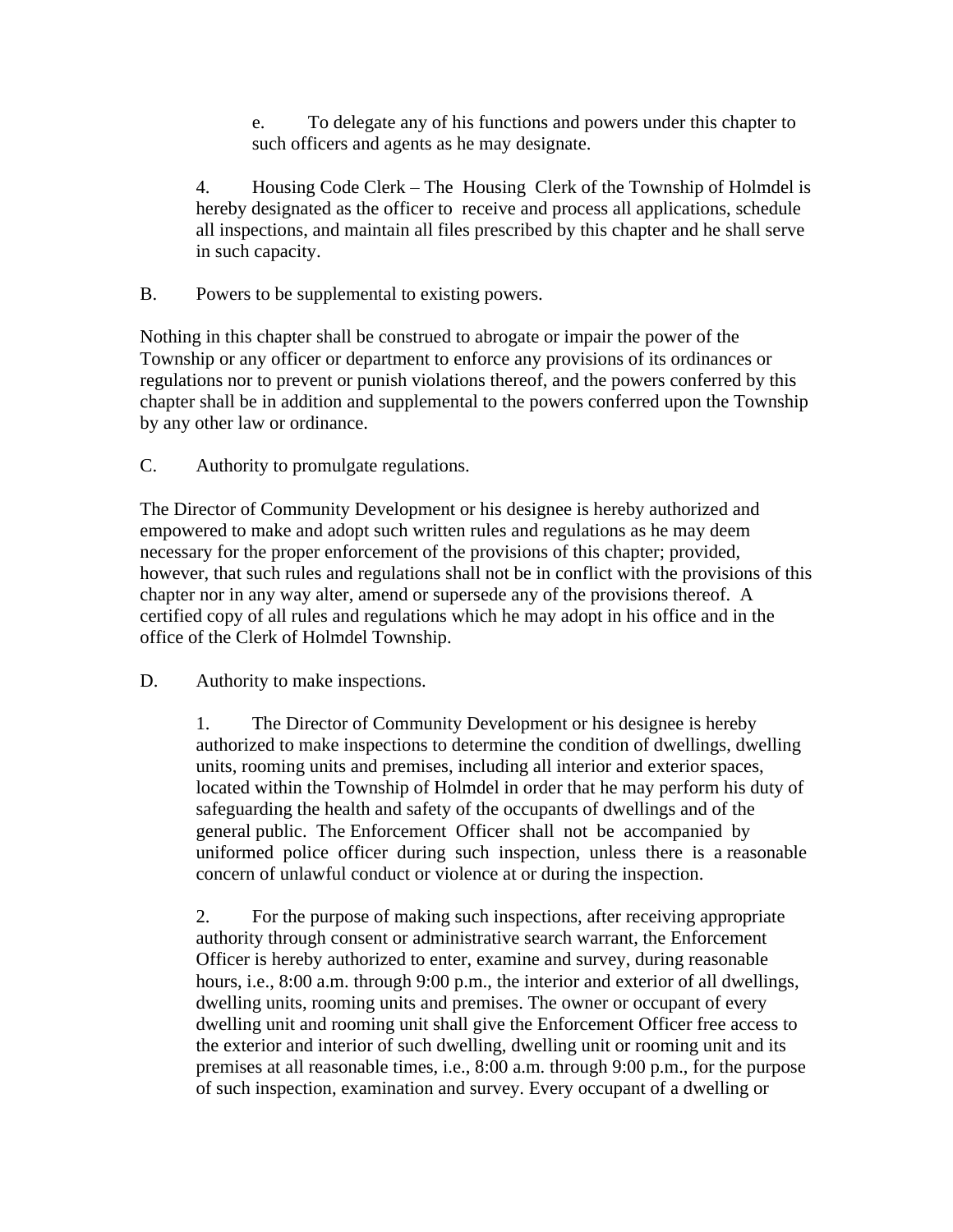e. To delegate any of his functions and powers under this chapter to such officers and agents as he may designate.

4. Housing Code Clerk – The Housing Clerk of the Township of Holmdel is hereby designated as the officer to receive and process all applications, schedule all inspections, and maintain all files prescribed by this chapter and he shall serve in such capacity.

B. Powers to be supplemental to existing powers.

Nothing in this chapter shall be construed to abrogate or impair the power of the Township or any officer or department to enforce any provisions of its ordinances or regulations nor to prevent or punish violations thereof, and the powers conferred by this chapter shall be in addition and supplemental to the powers conferred upon the Township by any other law or ordinance.

C. Authority to promulgate regulations.

The Director of Community Development or his designee is hereby authorized and empowered to make and adopt such written rules and regulations as he may deem necessary for the proper enforcement of the provisions of this chapter; provided, however, that such rules and regulations shall not be in conflict with the provisions of this chapter nor in any way alter, amend or supersede any of the provisions thereof. A certified copy of all rules and regulations which he may adopt in his office and in the office of the Clerk of Holmdel Township.

D. Authority to make inspections.

1. The Director of Community Development or his designee is hereby authorized to make inspections to determine the condition of dwellings, dwelling units, rooming units and premises, including all interior and exterior spaces, located within the Township of Holmdel in order that he may perform his duty of safeguarding the health and safety of the occupants of dwellings and of the general public. The Enforcement Officer shall not be accompanied by uniformed police officer during such inspection, unless there is a reasonable concern of unlawful conduct or violence at or during the inspection.

2. For the purpose of making such inspections, after receiving appropriate authority through consent or administrative search warrant, the Enforcement Officer is hereby authorized to enter, examine and survey, during reasonable hours, i.e., 8:00 a.m. through 9:00 p.m., the interior and exterior of all dwellings, dwelling units, rooming units and premises. The owner or occupant of every dwelling unit and rooming unit shall give the Enforcement Officer free access to the exterior and interior of such dwelling, dwelling unit or rooming unit and its premises at all reasonable times, i.e., 8:00 a.m. through 9:00 p.m., for the purpose of such inspection, examination and survey. Every occupant of a dwelling or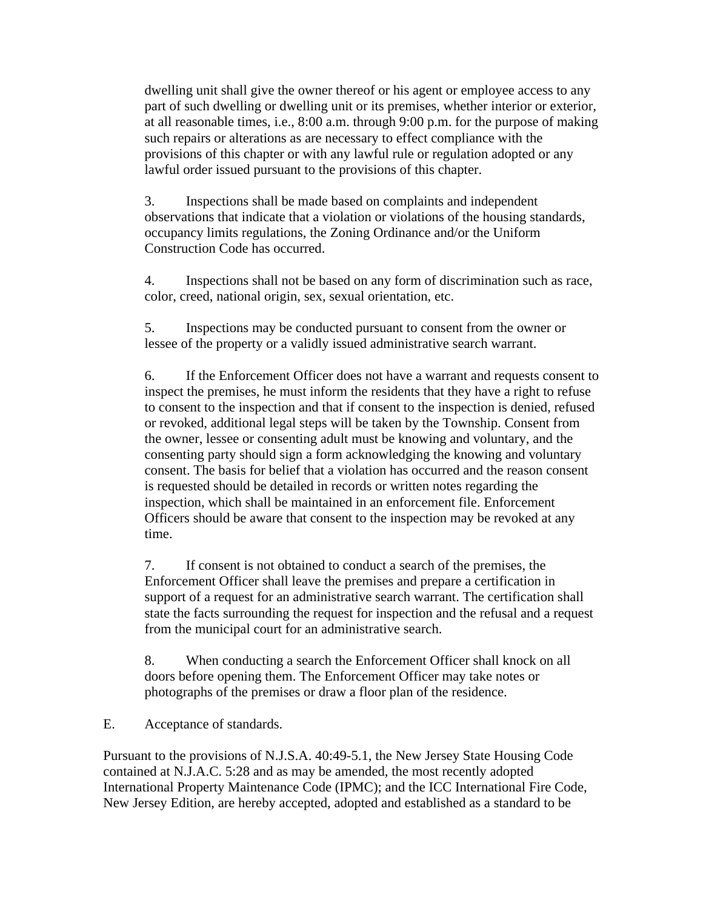dwelling unit shall give the owner thereof or his agent or employee access to any part of such dwelling or dwelling unit or its premises, whether interior or exterior, at all reasonable times, i.e., 8:00 a.m. through 9:00 p.m. for the purpose of making such repairs or alterations as are necessary to effect compliance with the provisions of this chapter or with any lawful rule or regulation adopted or any lawful order issued pursuant to the provisions of this chapter.

3. Inspections shall be made based on complaints and independent observations that indicate that a violation or violations of the housing standards, occupancy limits regulations, the Zoning Ordinance and/or the Uniform Construction Code has occurred.

4. Inspections shall not be based on any form of discrimination such as race, color, creed, national origin, sex, sexual orientation, etc.

5. Inspections may be conducted pursuant to consent from the owner or lessee of the property or a validly issued administrative search warrant.

6. If the Enforcement Officer does not have a warrant and requests consent to inspect the premises, he must inform the residents that they have a right to refuse to consent to the inspection and that if consent to the inspection is denied, refused or revoked, additional legal steps will be taken by the Township. Consent from the owner, lessee or consenting adult must be knowing and voluntary, and the consenting party should sign a form acknowledging the knowing and voluntary consent. The basis for belief that a violation has occurred and the reason consent is requested should be detailed in records or written notes regarding the inspection, which shall be maintained in an enforcement file. Enforcement Officers should be aware that consent to the inspection may be revoked at any time.

7. If consent is not obtained to conduct a search of the premises, the Enforcement Officer shall leave the premises and prepare a certification in support of a request for an administrative search warrant. The certification shall state the facts surrounding the request for inspection and the refusal and a request from the municipal court for an administrative search.

8. When conducting a search the Enforcement Officer shall knock on all doors before opening them. The Enforcement Officer may take notes or photographs of the premises or draw a floor plan of the residence.

E. Acceptance of standards.

Pursuant to the provisions of N.J.S.A. 40:49-5.1, the New Jersey State Housing Code contained at N.J.A.C. 5:28 and as may be amended, the most recently adopted International Property Maintenance Code (IPMC); and the ICC International Fire Code, New Jersey Edition, are hereby accepted, adopted and established as a standard to be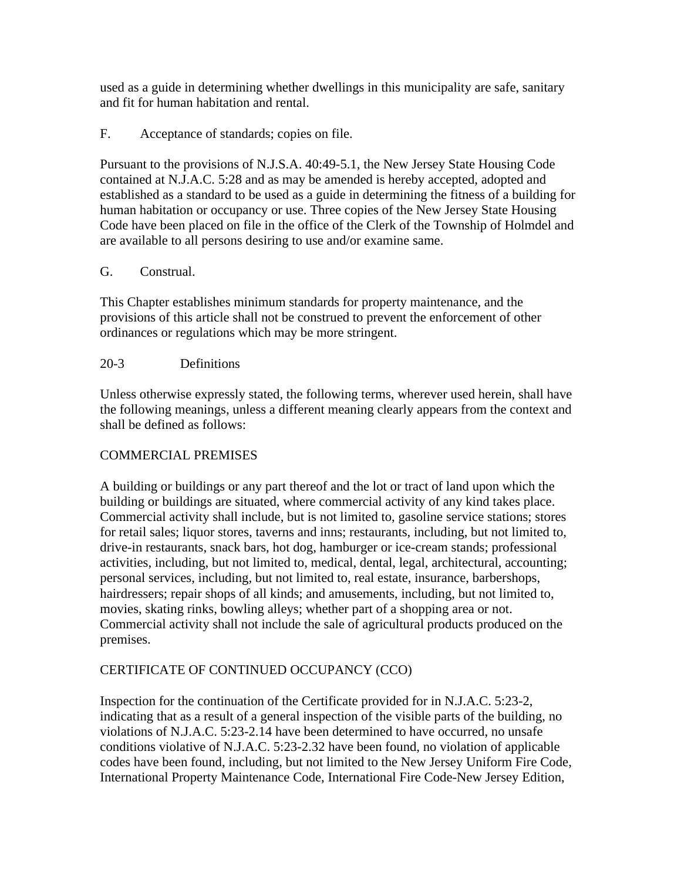used as a guide in determining whether dwellings in this municipality are safe, sanitary and fit for human habitation and rental.

F. Acceptance of standards; copies on file.

Pursuant to the provisions of N.J.S.A. 40:49-5.1, the New Jersey State Housing Code contained at N.J.A.C. 5:28 and as may be amended is hereby accepted, adopted and established as a standard to be used as a guide in determining the fitness of a building for human habitation or occupancy or use. Three copies of the New Jersey State Housing Code have been placed on file in the office of the Clerk of the Township of Holmdel and are available to all persons desiring to use and/or examine same.

G. Construal.

This Chapter establishes minimum standards for property maintenance, and the provisions of this article shall not be construed to prevent the enforcement of other ordinances or regulations which may be more stringent.

## 20-3 Definitions

Unless otherwise expressly stated, the following terms, wherever used herein, shall have the following meanings, unless a different meaning clearly appears from the context and shall be defined as follows:

COMMERCIAL PREMISES

A building or buildings or any part thereof and the lot or tract of land upon which the building or buildings are situated, where commercial activity of any kind takes place. Commercial activity shall include, but is not limited to, gasoline service stations; stores for retail sales; liquor stores, taverns and inns; restaurants, including, but not limited to, drive-in restaurants, snack bars, hot dog, hamburger or ice-cream stands; professional activities, including, but not limited to, medical, dental, legal, architectural, accounting; personal services, including, but not limited to, real estate, insurance, barbershops, hairdressers; repair shops of all kinds; and amusements, including, but not limited to, movies, skating rinks, bowling alleys; whether part of a shopping area or not. Commercial activity shall not include the sale of agricultural products produced on the premises.

CERTIFICATE OF CONTINUED OCCUPANCY (CCO)

Inspection for the continuation of the Certificate provided for in N.J.A.C. 5:23-2, indicating that as a result of a general inspection of the visible parts of the building, no violations of N.J.A.C. 5:23-2.14 have been determined to have occurred, no unsafe conditions violative of N.J.A.C. 5:23-2.32 have been found, no violation of applicable codes have been found, including, but not limited to the New Jersey Uniform Fire Code, International Property Maintenance Code, International Fire Code-New Jersey Edition,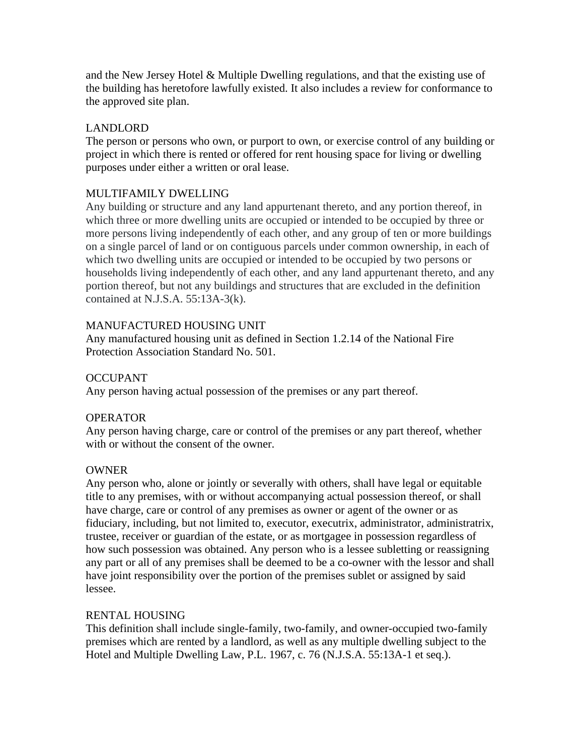and the New Jersey Hotel & Multiple Dwelling regulations, and that the existing use of the building has heretofore lawfully existed. It also includes a review for conformance to the approved site plan.

LANDLORD
The person or persons who own, or purport to own, or exercise control of any building or project in which there is rented or offered for rent housing space for living or dwelling purposes under either a written or oral lease.

MULTIFAMILY DWELLING
Any building or structure and any land appurtenant thereto, and any portion thereof, in which three or more dwelling units are occupied or intended to be occupied by three or more persons living independently of each other, and any group of ten or more buildings on a single parcel of land or on contiguous parcels under common ownership, in each of which two dwelling units are occupied or intended to be occupied by two persons or households living independently of each other, and any land appurtenant thereto, and any portion thereof, but not any buildings and structures that are excluded in the definition contained at N.J.S.A. 55:13A-3(k).

MANUFACTURED HOUSING UNIT
Any manufactured housing unit as defined in Section 1.2.14 of the National Fire Protection Association Standard No. 501.

OCCUPANT
Any person having actual possession of the premises or any part thereof.

OPERATOR
Any person having charge, care or control of the premises or any part thereof, whether with or without the consent of the owner.

OWNER
Any person who, alone or jointly or severally with others, shall have legal or equitable title to any premises, with or without accompanying actual possession thereof, or shall have charge, care or control of any premises as owner or agent of the owner or as fiduciary, including, but not limited to, executor, executrix, administrator, administratrix, trustee, receiver or guardian of the estate, or as mortgagee in possession regardless of how such possession was obtained. Any person who is a lessee subletting or reassigning any part or all of any premises shall be deemed to be a co-owner with the lessor and shall have joint responsibility over the portion of the premises sublet or assigned by said lessee.

RENTAL HOUSING
This definition shall include single-family, two-family, and owner-occupied two-family premises which are rented by a landlord, as well as any multiple dwelling subject to the Hotel and Multiple Dwelling Law, P.L. 1967, c. 76 (N.J.S.A. 55:13A-1 et seq.).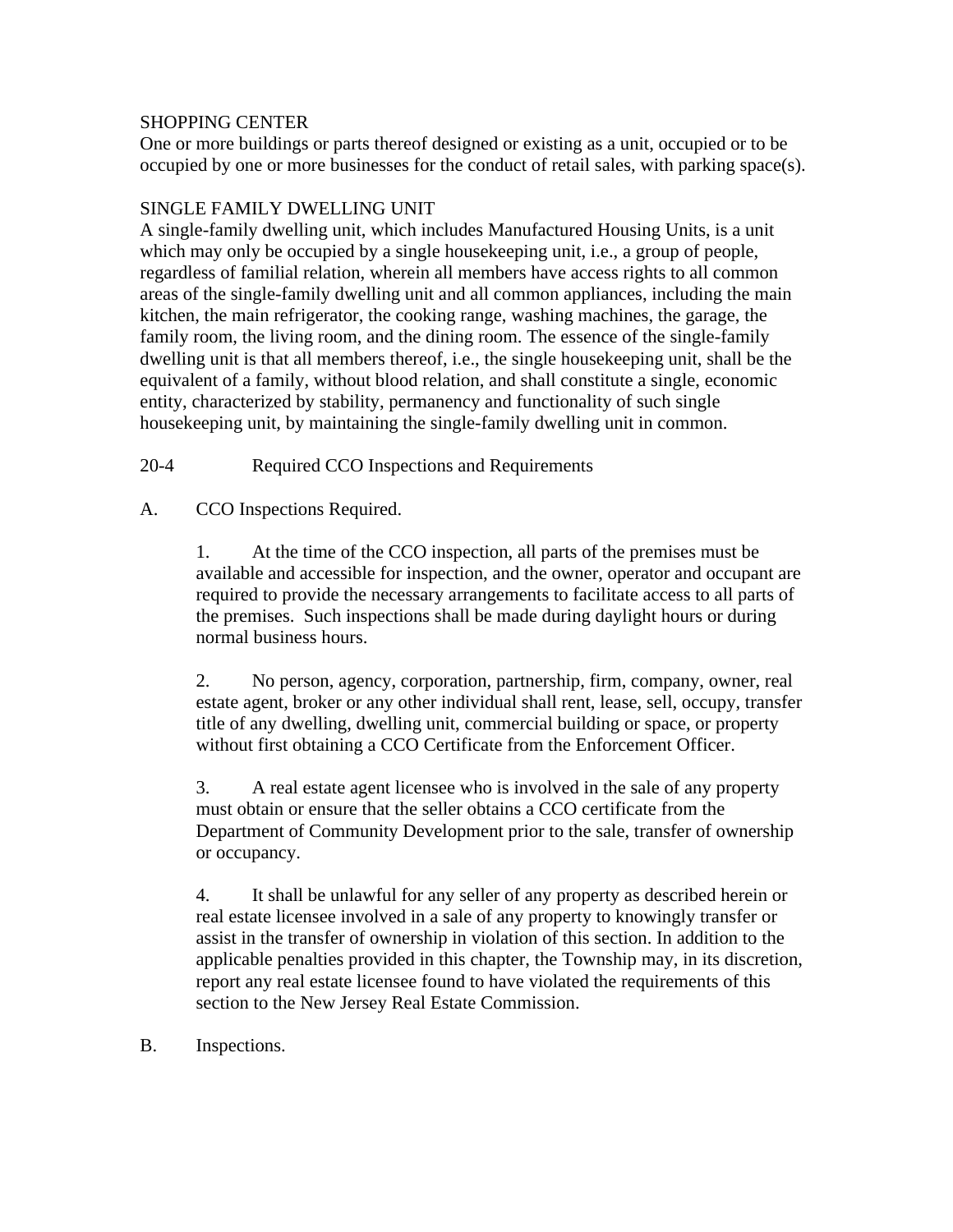SHOPPING CENTER
One or more buildings or parts thereof designed or existing as a unit, occupied or to be occupied by one or more businesses for the conduct of retail sales, with parking space(s).

SINGLE FAMILY DWELLING UNIT
A single-family dwelling unit, which includes Manufactured Housing Units, is a unit which may only be occupied by a single housekeeping unit, i.e., a group of people, regardless of familial relation, wherein all members have access rights to all common areas of the single-family dwelling unit and all common appliances, including the main kitchen, the main refrigerator, the cooking range, washing machines, the garage, the family room, the living room, and the dining room. The essence of the single-family dwelling unit is that all members thereof, i.e., the single housekeeping unit, shall be the equivalent of a family, without blood relation, and shall constitute a single, economic entity, characterized by stability, permanency and functionality of such single housekeeping unit, by maintaining the single-family dwelling unit in common.

20-4 Required CCO Inspections and Requirements

A. CCO Inspections Required.

1. At the time of the CCO inspection, all parts of the premises must be available and accessible for inspection, and the owner, operator and occupant are required to provide the necessary arrangements to facilitate access to all parts of the premises. Such inspections shall be made during daylight hours or during normal business hours.

2. No person, agency, corporation, partnership, firm, company, owner, real estate agent, broker or any other individual shall rent, lease, sell, occupy, transfer title of any dwelling, dwelling unit, commercial building or space, or property without first obtaining a CCO Certificate from the Enforcement Officer.

3. A real estate agent licensee who is involved in the sale of any property must obtain or ensure that the seller obtains a CCO certificate from the Department of Community Development prior to the sale, transfer of ownership or occupancy.

4. It shall be unlawful for any seller of any property as described herein or real estate licensee involved in a sale of any property to knowingly transfer or assist in the transfer of ownership in violation of this section. In addition to the applicable penalties provided in this chapter, the Township may, in its discretion, report any real estate licensee found to have violated the requirements of this section to the New Jersey Real Estate Commission.

B. Inspections.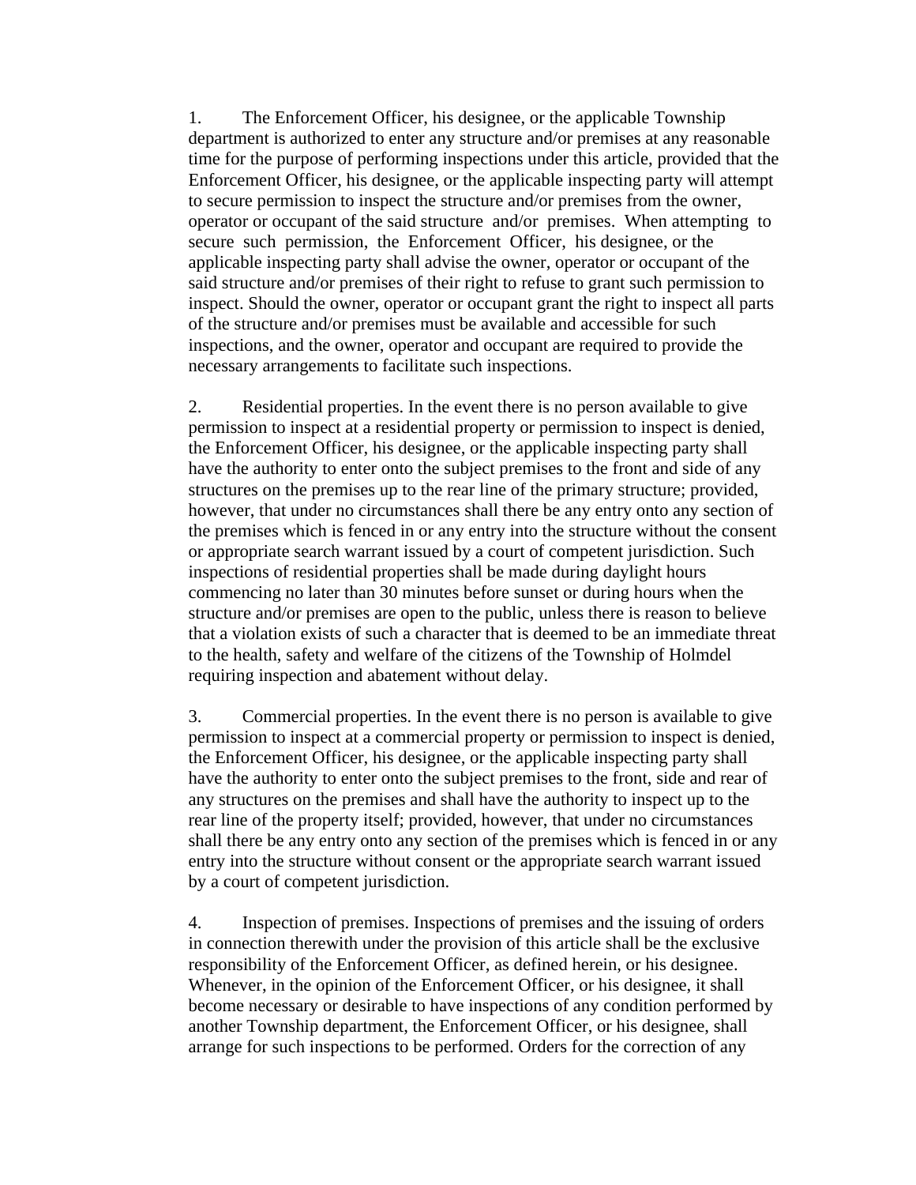1. The Enforcement Officer, his designee, or the applicable Township department is authorized to enter any structure and/or premises at any reasonable time for the purpose of performing inspections under this article, provided that the Enforcement Officer, his designee, or the applicable inspecting party will attempt to secure permission to inspect the structure and/or premises from the owner, operator or occupant of the said structure and/or premises. When attempting to secure such permission, the Enforcement Officer, his designee, or the applicable inspecting party shall advise the owner, operator or occupant of the said structure and/or premises of their right to refuse to grant such permission to inspect. Should the owner, operator or occupant grant the right to inspect all parts of the structure and/or premises must be available and accessible for such inspections, and the owner, operator and occupant are required to provide the necessary arrangements to facilitate such inspections.

2. Residential properties. In the event there is no person available to give permission to inspect at a residential property or permission to inspect is denied, the Enforcement Officer, his designee, or the applicable inspecting party shall have the authority to enter onto the subject premises to the front and side of any structures on the premises up to the rear line of the primary structure; provided, however, that under no circumstances shall there be any entry onto any section of the premises which is fenced in or any entry into the structure without the consent or appropriate search warrant issued by a court of competent jurisdiction. Such inspections of residential properties shall be made during daylight hours commencing no later than 30 minutes before sunset or during hours when the structure and/or premises are open to the public, unless there is reason to believe that a violation exists of such a character that is deemed to be an immediate threat to the health, safety and welfare of the citizens of the Township of Holmdel requiring inspection and abatement without delay.

3. Commercial properties. In the event there is no person is available to give permission to inspect at a commercial property or permission to inspect is denied, the Enforcement Officer, his designee, or the applicable inspecting party shall have the authority to enter onto the subject premises to the front, side and rear of any structures on the premises and shall have the authority to inspect up to the rear line of the property itself; provided, however, that under no circumstances shall there be any entry onto any section of the premises which is fenced in or any entry into the structure without consent or the appropriate search warrant issued by a court of competent jurisdiction.

4. Inspection of premises. Inspections of premises and the issuing of orders in connection therewith under the provision of this article shall be the exclusive responsibility of the Enforcement Officer, as defined herein, or his designee. Whenever, in the opinion of the Enforcement Officer, or his designee, it shall become necessary or desirable to have inspections of any condition performed by another Township department, the Enforcement Officer, or his designee, shall arrange for such inspections to be performed. Orders for the correction of any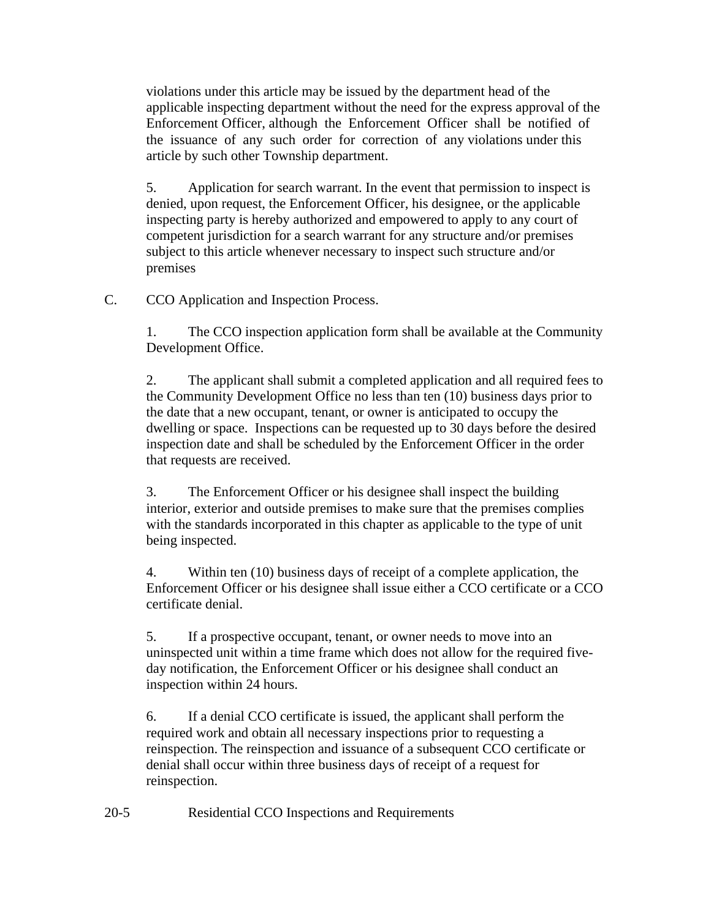violations under this article may be issued by the department head of the applicable inspecting department without the need for the express approval of the Enforcement Officer, although the Enforcement Officer shall be notified of the issuance of any such order for correction of any violations under this article by such other Township department.

5. Application for search warrant. In the event that permission to inspect is denied, upon request, the Enforcement Officer, his designee, or the applicable inspecting party is hereby authorized and empowered to apply to any court of competent jurisdiction for a search warrant for any structure and/or premises subject to this article whenever necessary to inspect such structure and/or premises

C. CCO Application and Inspection Process.

1. The CCO inspection application form shall be available at the Community Development Office.

2. The applicant shall submit a completed application and all required fees to the Community Development Office no less than ten (10) business days prior to the date that a new occupant, tenant, or owner is anticipated to occupy the dwelling or space. Inspections can be requested up to 30 days before the desired inspection date and shall be scheduled by the Enforcement Officer in the order that requests are received.

3. The Enforcement Officer or his designee shall inspect the building interior, exterior and outside premises to make sure that the premises complies with the standards incorporated in this chapter as applicable to the type of unit being inspected.

4. Within ten (10) business days of receipt of a complete application, the Enforcement Officer or his designee shall issue either a CCO certificate or a CCO certificate denial.

5. If a prospective occupant, tenant, or owner needs to move into an uninspected unit within a time frame which does not allow for the required five-day notification, the Enforcement Officer or his designee shall conduct an inspection within 24 hours.

6. If a denial CCO certificate is issued, the applicant shall perform the required work and obtain all necessary inspections prior to requesting a reinspection. The reinspection and issuance of a subsequent CCO certificate or denial shall occur within three business days of receipt of a request for reinspection.

## 20-5 Residential CCO Inspections and Requirements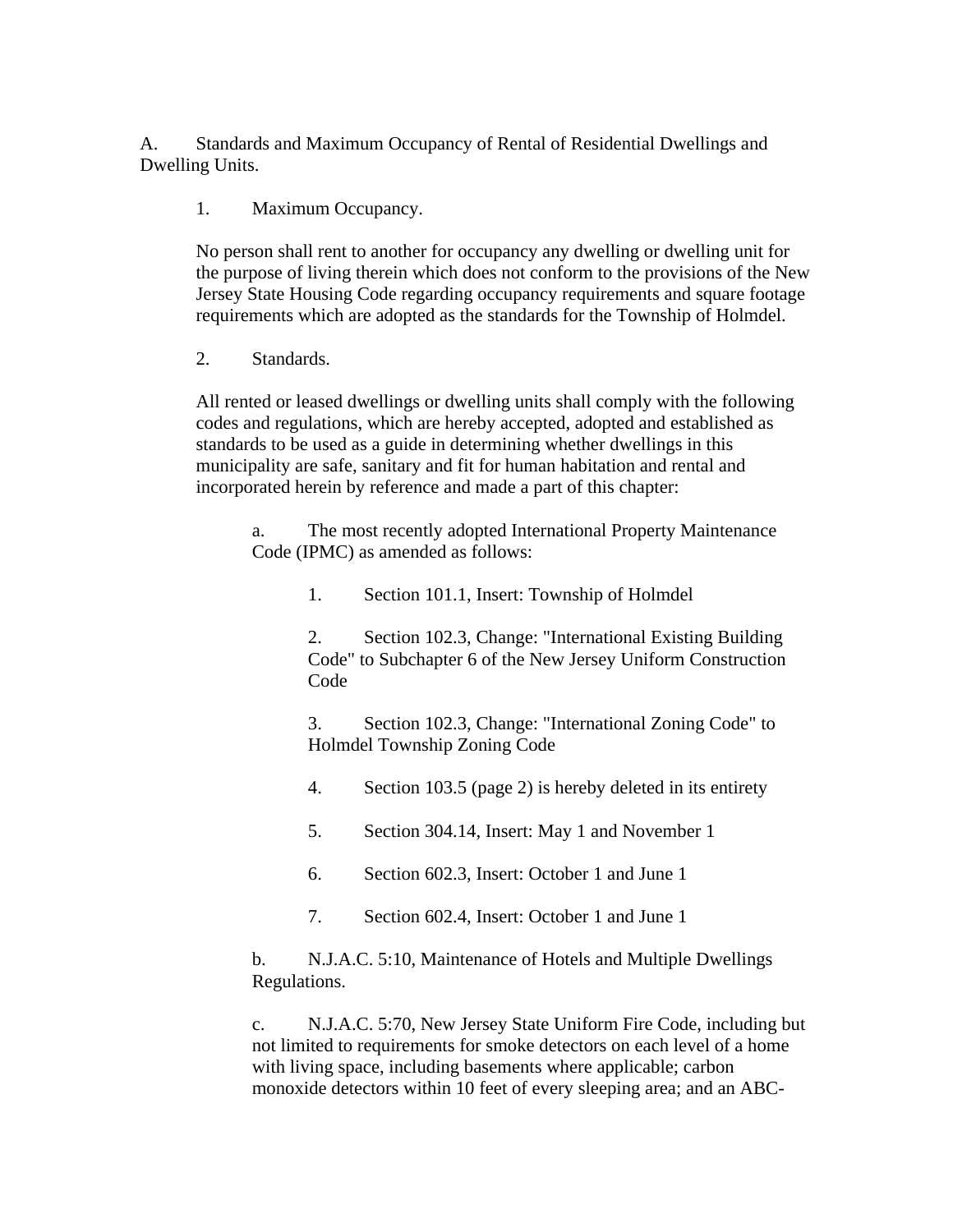A. Standards and Maximum Occupancy of Rental of Residential Dwellings and Dwelling Units.

1. Maximum Occupancy.

No person shall rent to another for occupancy any dwelling or dwelling unit for the purpose of living therein which does not conform to the provisions of the New Jersey State Housing Code regarding occupancy requirements and square footage requirements which are adopted as the standards for the Township of Holmdel.

2. Standards.

All rented or leased dwellings or dwelling units shall comply with the following codes and regulations, which are hereby accepted, adopted and established as standards to be used as a guide in determining whether dwellings in this municipality are safe, sanitary and fit for human habitation and rental and incorporated herein by reference and made a part of this chapter:

a. The most recently adopted International Property Maintenance Code (IPMC) as amended as follows:

1. Section 101.1, Insert: Township of Holmdel

2. Section 102.3, Change: "International Existing Building Code" to Subchapter 6 of the New Jersey Uniform Construction Code

3. Section 102.3, Change: "International Zoning Code" to Holmdel Township Zoning Code

4. Section 103.5 (page 2) is hereby deleted in its entirety

5. Section 304.14, Insert: May 1 and November 1

6. Section 602.3, Insert: October 1 and June 1

7. Section 602.4, Insert: October 1 and June 1

b. N.J.A.C. 5:10, Maintenance of Hotels and Multiple Dwellings Regulations.

c. N.J.A.C. 5:70, New Jersey State Uniform Fire Code, including but not limited to requirements for smoke detectors on each level of a home with living space, including basements where applicable; carbon monoxide detectors within 10 feet of every sleeping area; and an ABC-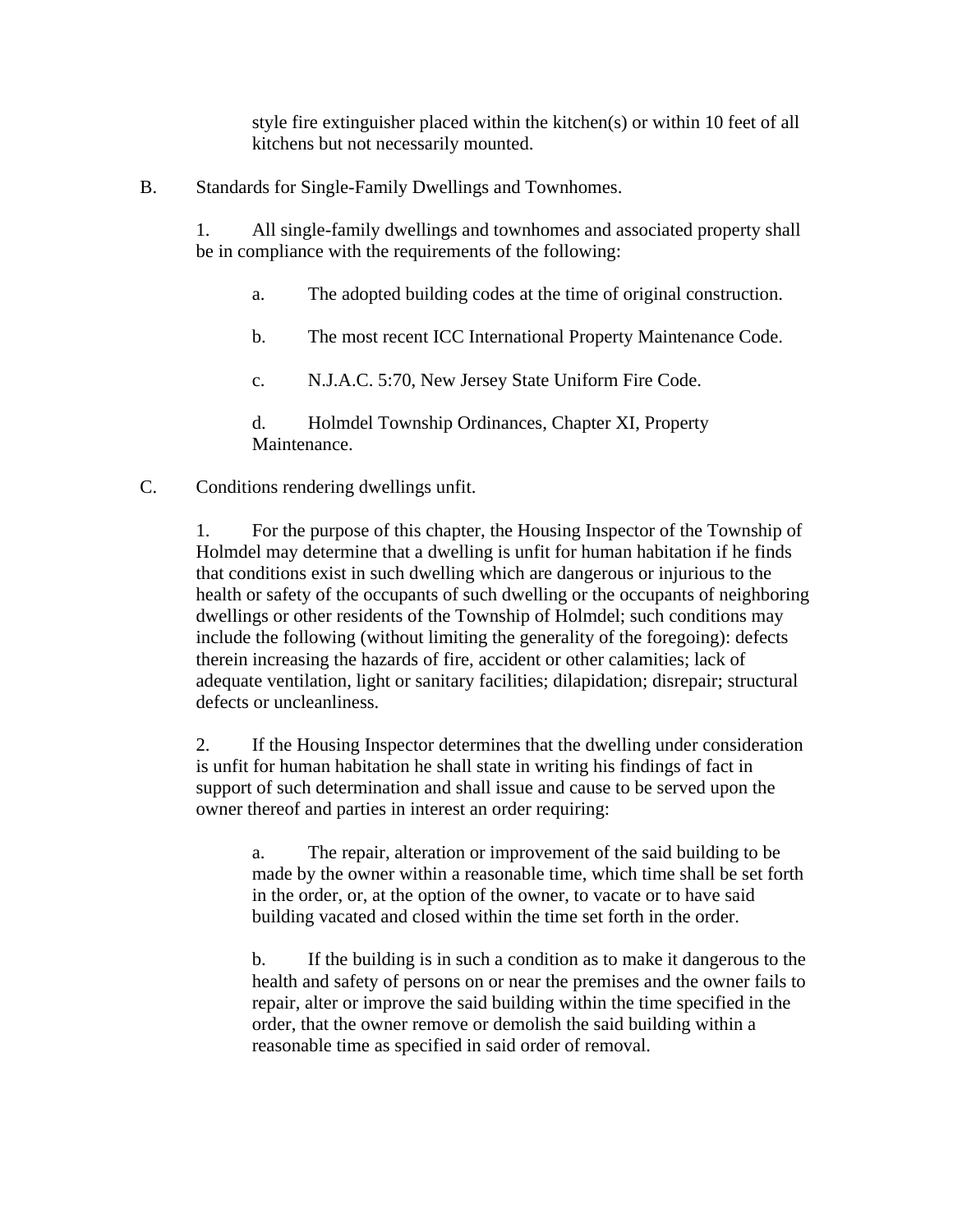style fire extinguisher placed within the kitchen(s) or within 10 feet of all kitchens but not necessarily mounted.

B. Standards for Single-Family Dwellings and Townhomes.

1. All single-family dwellings and townhomes and associated property shall be in compliance with the requirements of the following:

a. The adopted building codes at the time of original construction.

b. The most recent ICC International Property Maintenance Code.

c. N.J.A.C. 5:70, New Jersey State Uniform Fire Code.

d. Holmdel Township Ordinances, Chapter XI, Property Maintenance.

C. Conditions rendering dwellings unfit.

1. For the purpose of this chapter, the Housing Inspector of the Township of Holmdel may determine that a dwelling is unfit for human habitation if he finds that conditions exist in such dwelling which are dangerous or injurious to the health or safety of the occupants of such dwelling or the occupants of neighboring dwellings or other residents of the Township of Holmdel; such conditions may include the following (without limiting the generality of the foregoing): defects therein increasing the hazards of fire, accident or other calamities; lack of adequate ventilation, light or sanitary facilities; dilapidation; disrepair; structural defects or uncleanliness.

2. If the Housing Inspector determines that the dwelling under consideration is unfit for human habitation he shall state in writing his findings of fact in support of such determination and shall issue and cause to be served upon the owner thereof and parties in interest an order requiring:

a. The repair, alteration or improvement of the said building to be made by the owner within a reasonable time, which time shall be set forth in the order, or, at the option of the owner, to vacate or to have said building vacated and closed within the time set forth in the order.

b. If the building is in such a condition as to make it dangerous to the health and safety of persons on or near the premises and the owner fails to repair, alter or improve the said building within the time specified in the order, that the owner remove or demolish the said building within a reasonable time as specified in said order of removal.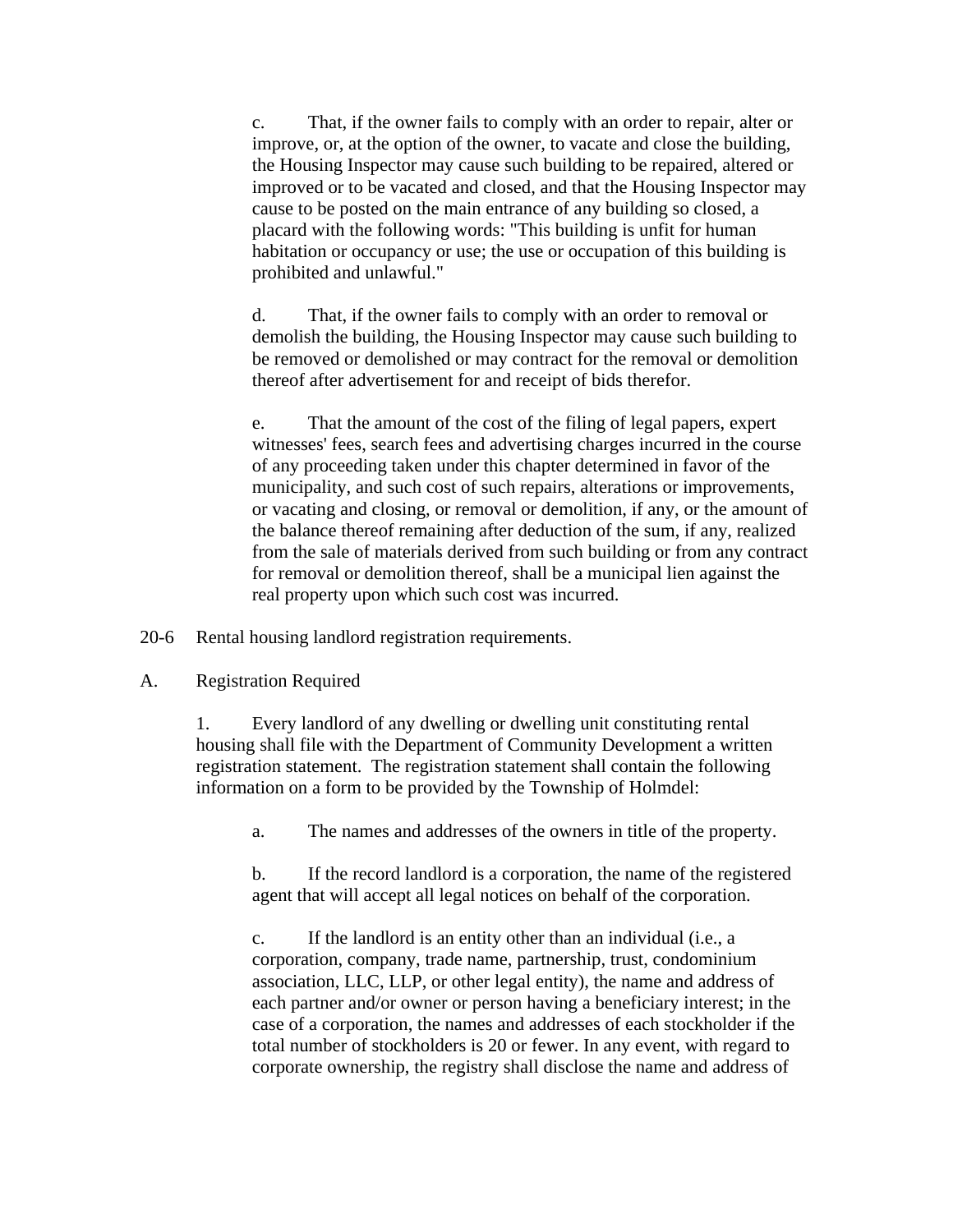c. That, if the owner fails to comply with an order to repair, alter or improve, or, at the option of the owner, to vacate and close the building, the Housing Inspector may cause such building to be repaired, altered or improved or to be vacated and closed, and that the Housing Inspector may cause to be posted on the main entrance of any building so closed, a placard with the following words: "This building is unfit for human habitation or occupancy or use; the use or occupation of this building is prohibited and unlawful."

d. That, if the owner fails to comply with an order to removal or demolish the building, the Housing Inspector may cause such building to be removed or demolished or may contract for the removal or demolition thereof after advertisement for and receipt of bids therefor.

e. That the amount of the cost of the filing of legal papers, expert witnesses' fees, search fees and advertising charges incurred in the course of any proceeding taken under this chapter determined in favor of the municipality, and such cost of such repairs, alterations or improvements, or vacating and closing, or removal or demolition, if any, or the amount of the balance thereof remaining after deduction of the sum, if any, realized from the sale of materials derived from such building or from any contract for removal or demolition thereof, shall be a municipal lien against the real property upon which such cost was incurred.

20-6 Rental housing landlord registration requirements.

A. Registration Required

1. Every landlord of any dwelling or dwelling unit constituting rental housing shall file with the Department of Community Development a written registration statement. The registration statement shall contain the following information on a form to be provided by the Township of Holmdel:

a. The names and addresses of the owners in title of the property.

b. If the record landlord is a corporation, the name of the registered agent that will accept all legal notices on behalf of the corporation.

c. If the landlord is an entity other than an individual (i.e., a corporation, company, trade name, partnership, trust, condominium association, LLC, LLP, or other legal entity), the name and address of each partner and/or owner or person having a beneficiary interest; in the case of a corporation, the names and addresses of each stockholder if the total number of stockholders is 20 or fewer. In any event, with regard to corporate ownership, the registry shall disclose the name and address of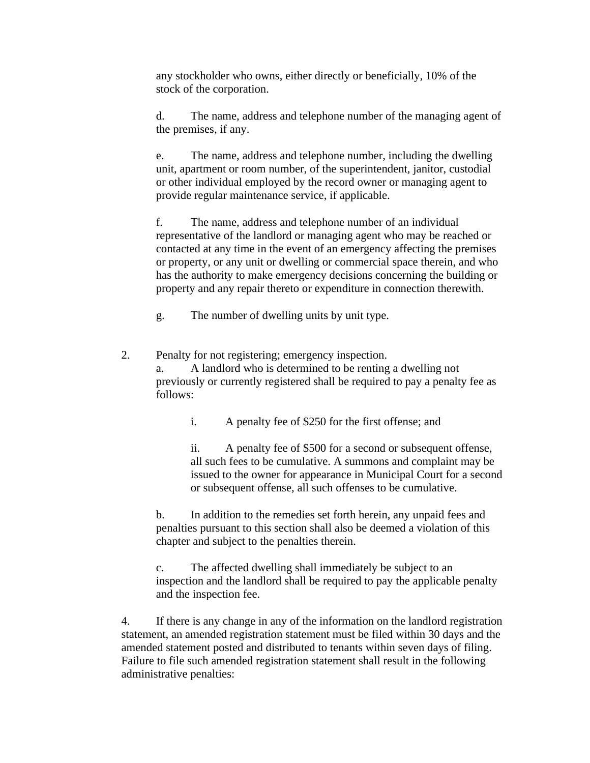any stockholder who owns, either directly or beneficially, 10% of the stock of the corporation.

d. The name, address and telephone number of the managing agent of the premises, if any.

e. The name, address and telephone number, including the dwelling unit, apartment or room number, of the superintendent, janitor, custodial or other individual employed by the record owner or managing agent to provide regular maintenance service, if applicable.

f. The name, address and telephone number of an individual representative of the landlord or managing agent who may be reached or contacted at any time in the event of an emergency affecting the premises or property, or any unit or dwelling or commercial space therein, and who has the authority to make emergency decisions concerning the building or property and any repair thereto or expenditure in connection therewith.

g. The number of dwelling units by unit type.

2. Penalty for not registering; emergency inspection.

a. A landlord who is determined to be renting a dwelling not previously or currently registered shall be required to pay a penalty fee as follows:

i. A penalty fee of $250 for the first offense; and

ii. A penalty fee of $500 for a second or subsequent offense, all such fees to be cumulative. A summons and complaint may be issued to the owner for appearance in Municipal Court for a second or subsequent offense, all such offenses to be cumulative.

b. In addition to the remedies set forth herein, any unpaid fees and penalties pursuant to this section shall also be deemed a violation of this chapter and subject to the penalties therein.

c. The affected dwelling shall immediately be subject to an inspection and the landlord shall be required to pay the applicable penalty and the inspection fee.

4. If there is any change in any of the information on the landlord registration statement, an amended registration statement must be filed within 30 days and the amended statement posted and distributed to tenants within seven days of filing. Failure to file such amended registration statement shall result in the following administrative penalties: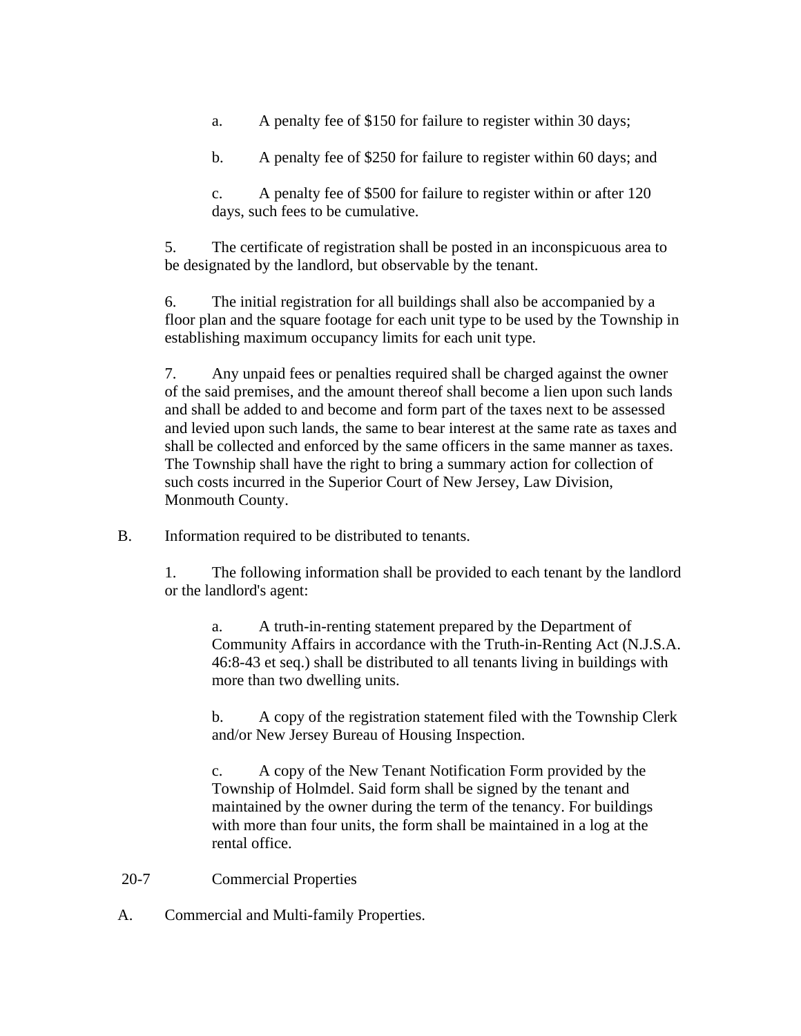a. A penalty fee of $150 for failure to register within 30 days;

b. A penalty fee of $250 for failure to register within 60 days; and

c. A penalty fee of $500 for failure to register within or after 120 days, such fees to be cumulative.

5. The certificate of registration shall be posted in an inconspicuous area to be designated by the landlord, but observable by the tenant.

6. The initial registration for all buildings shall also be accompanied by a floor plan and the square footage for each unit type to be used by the Township in establishing maximum occupancy limits for each unit type.

7. Any unpaid fees or penalties required shall be charged against the owner of the said premises, and the amount thereof shall become a lien upon such lands and shall be added to and become and form part of the taxes next to be assessed and levied upon such lands, the same to bear interest at the same rate as taxes and shall be collected and enforced by the same officers in the same manner as taxes. The Township shall have the right to bring a summary action for collection of such costs incurred in the Superior Court of New Jersey, Law Division, Monmouth County.

B. Information required to be distributed to tenants.

1. The following information shall be provided to each tenant by the landlord or the landlord's agent:

a. A truth-in-renting statement prepared by the Department of Community Affairs in accordance with the Truth-in-Renting Act (N.J.S.A. 46:8-43 et seq.) shall be distributed to all tenants living in buildings with more than two dwelling units.

b. A copy of the registration statement filed with the Township Clerk and/or New Jersey Bureau of Housing Inspection.

c. A copy of the New Tenant Notification Form provided by the Township of Holmdel. Said form shall be signed by the tenant and maintained by the owner during the term of the tenancy. For buildings with more than four units, the form shall be maintained in a log at the rental office.

## 20-7 Commercial Properties

A. Commercial and Multi-family Properties.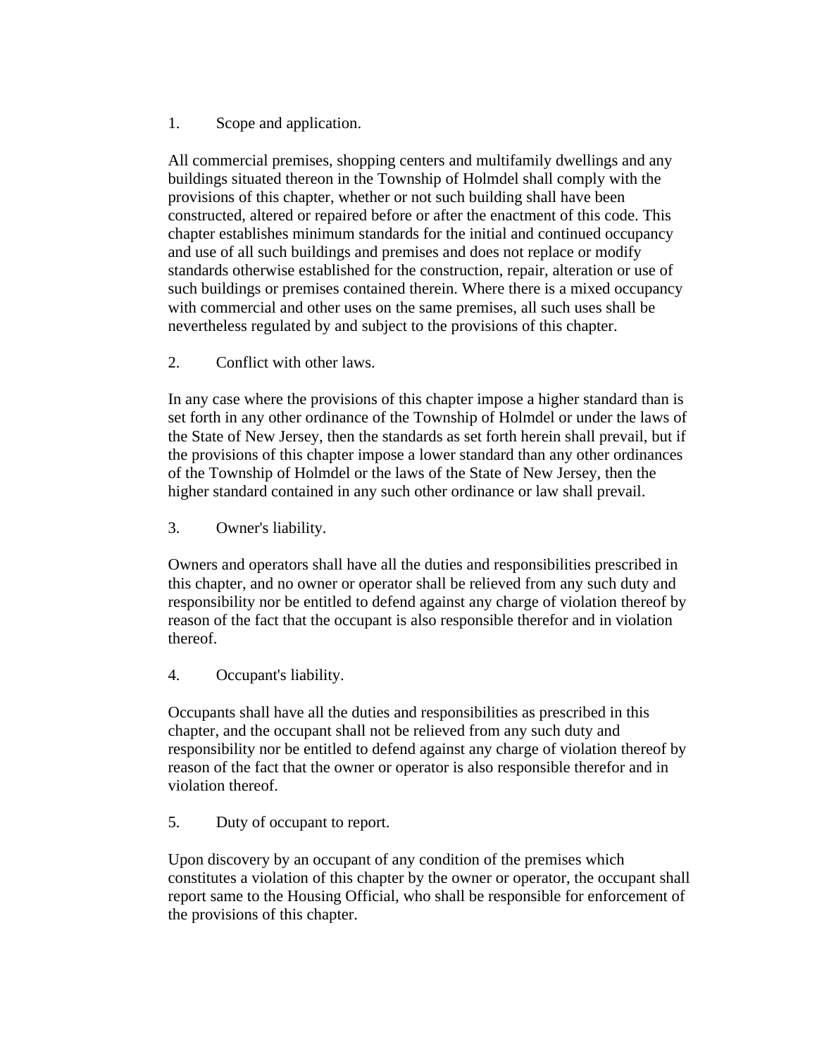1. Scope and application.

All commercial premises, shopping centers and multifamily dwellings and any buildings situated thereon in the Township of Holmdel shall comply with the provisions of this chapter, whether or not such building shall have been constructed, altered or repaired before or after the enactment of this code. This chapter establishes minimum standards for the initial and continued occupancy and use of all such buildings and premises and does not replace or modify standards otherwise established for the construction, repair, alteration or use of such buildings or premises contained therein. Where there is a mixed occupancy with commercial and other uses on the same premises, all such uses shall be nevertheless regulated by and subject to the provisions of this chapter.

2. Conflict with other laws.

In any case where the provisions of this chapter impose a higher standard than is set forth in any other ordinance of the Township of Holmdel or under the laws of the State of New Jersey, then the standards as set forth herein shall prevail, but if the provisions of this chapter impose a lower standard than any other ordinances of the Township of Holmdel or the laws of the State of New Jersey, then the higher standard contained in any such other ordinance or law shall prevail.

3. Owner's liability.

Owners and operators shall have all the duties and responsibilities prescribed in this chapter, and no owner or operator shall be relieved from any such duty and responsibility nor be entitled to defend against any charge of violation thereof by reason of the fact that the occupant is also responsible therefor and in violation thereof.

4. Occupant's liability.

Occupants shall have all the duties and responsibilities as prescribed in this chapter, and the occupant shall not be relieved from any such duty and responsibility nor be entitled to defend against any charge of violation thereof by reason of the fact that the owner or operator is also responsible therefor and in violation thereof.

5. Duty of occupant to report.

Upon discovery by an occupant of any condition of the premises which constitutes a violation of this chapter by the owner or operator, the occupant shall report same to the Housing Official, who shall be responsible for enforcement of the provisions of this chapter.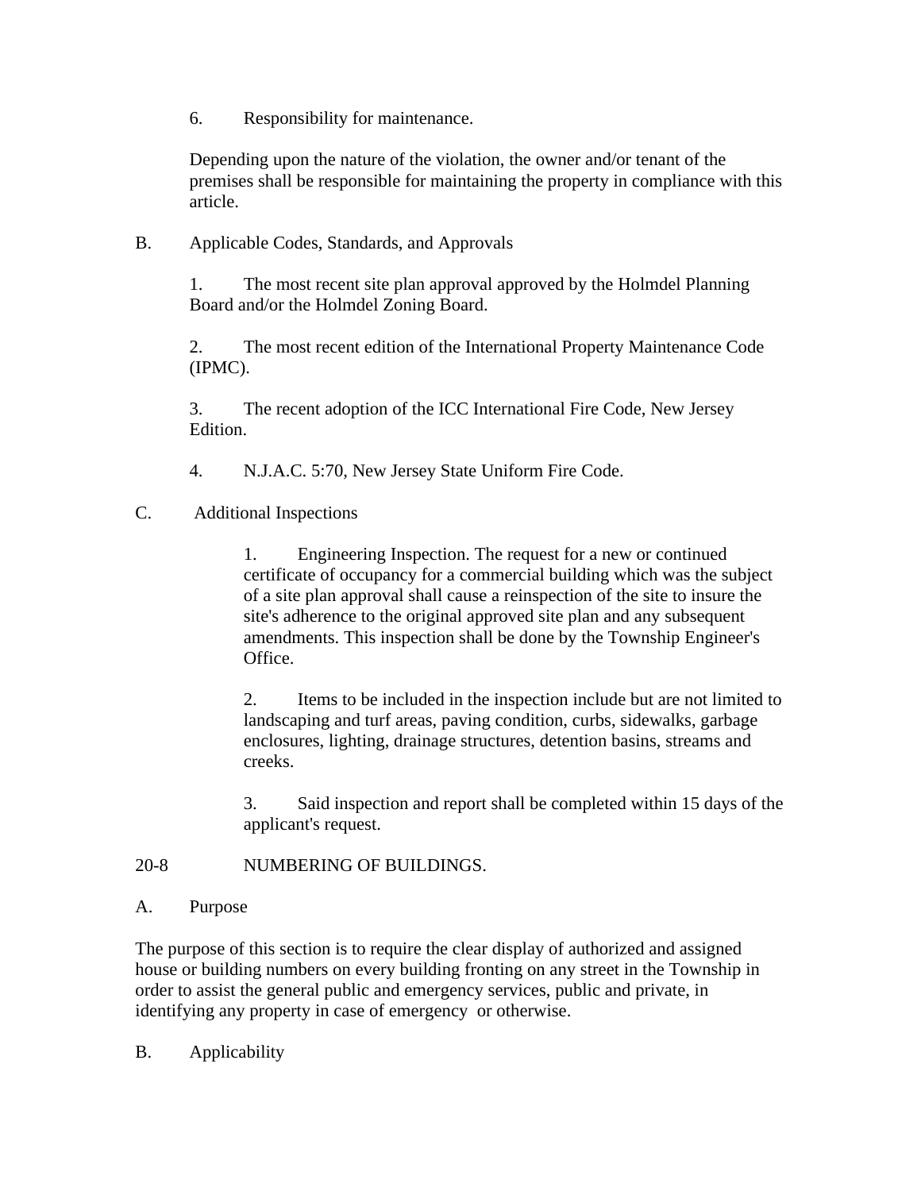6. Responsibility for maintenance.

Depending upon the nature of the violation, the owner and/or tenant of the premises shall be responsible for maintaining the property in compliance with this article.

B. Applicable Codes, Standards, and Approvals

1. The most recent site plan approval approved by the Holmdel Planning Board and/or the Holmdel Zoning Board.

2. The most recent edition of the International Property Maintenance Code (IPMC).

3. The recent adoption of the ICC International Fire Code, New Jersey Edition.

4. N.J.A.C. 5:70, New Jersey State Uniform Fire Code.

C. Additional Inspections

1. Engineering Inspection. The request for a new or continued certificate of occupancy for a commercial building which was the subject of a site plan approval shall cause a reinspection of the site to insure the site's adherence to the original approved site plan and any subsequent amendments. This inspection shall be done by the Township Engineer's Office.

2. Items to be included in the inspection include but are not limited to landscaping and turf areas, paving condition, curbs, sidewalks, garbage enclosures, lighting, drainage structures, detention basins, streams and creeks.

3. Said inspection and report shall be completed within 15 days of the applicant's request.

## 20-8 NUMBERING OF BUILDINGS.

A. Purpose

The purpose of this section is to require the clear display of authorized and assigned house or building numbers on every building fronting on any street in the Township in order to assist the general public and emergency services, public and private, in identifying any property in case of emergency or otherwise.

B. Applicability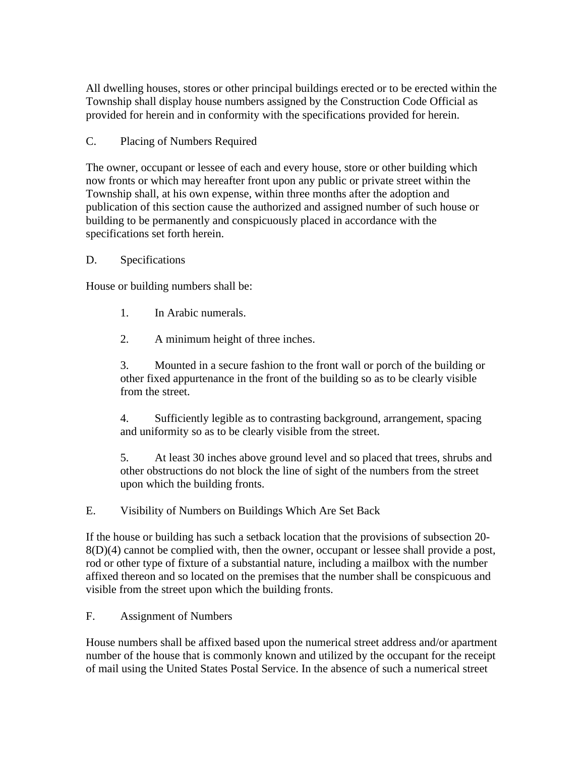All dwelling houses, stores or other principal buildings erected or to be erected within the Township shall display house numbers assigned by the Construction Code Official as provided for herein and in conformity with the specifications provided for herein.

C. Placing of Numbers Required

The owner, occupant or lessee of each and every house, store or other building which now fronts or which may hereafter front upon any public or private street within the Township shall, at his own expense, within three months after the adoption and publication of this section cause the authorized and assigned number of such house or building to be permanently and conspicuously placed in accordance with the specifications set forth herein.

D. Specifications

House or building numbers shall be:

1. In Arabic numerals.

2. A minimum height of three inches.

3. Mounted in a secure fashion to the front wall or porch of the building or other fixed appurtenance in the front of the building so as to be clearly visible from the street.

4. Sufficiently legible as to contrasting background, arrangement, spacing and uniformity so as to be clearly visible from the street.

5. At least 30 inches above ground level and so placed that trees, shrubs and other obstructions do not block the line of sight of the numbers from the street upon which the building fronts.

E. Visibility of Numbers on Buildings Which Are Set Back

If the house or building has such a setback location that the provisions of subsection 20-8(D)(4) cannot be complied with, then the owner, occupant or lessee shall provide a post, rod or other type of fixture of a substantial nature, including a mailbox with the number affixed thereon and so located on the premises that the number shall be conspicuous and visible from the street upon which the building fronts.

F. Assignment of Numbers

House numbers shall be affixed based upon the numerical street address and/or apartment number of the house that is commonly known and utilized by the occupant for the receipt of mail using the United States Postal Service. In the absence of such a numerical street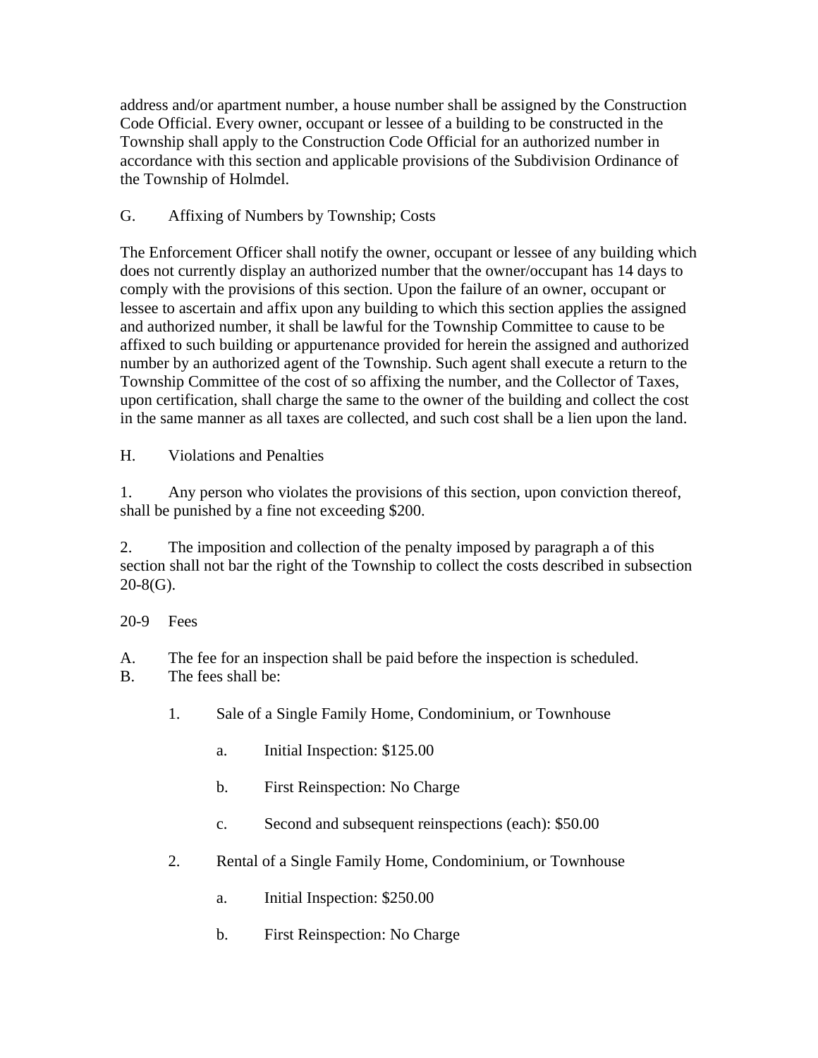address and/or apartment number, a house number shall be assigned by the Construction Code Official. Every owner, occupant or lessee of a building to be constructed in the Township shall apply to the Construction Code Official for an authorized number in accordance with this section and applicable provisions of the Subdivision Ordinance of the Township of Holmdel.

G. Affixing of Numbers by Township; Costs

The Enforcement Officer shall notify the owner, occupant or lessee of any building which does not currently display an authorized number that the owner/occupant has 14 days to comply with the provisions of this section. Upon the failure of an owner, occupant or lessee to ascertain and affix upon any building to which this section applies the assigned and authorized number, it shall be lawful for the Township Committee to cause to be affixed to such building or appurtenance provided for herein the assigned and authorized number by an authorized agent of the Township. Such agent shall execute a return to the Township Committee of the cost of so affixing the number, and the Collector of Taxes, upon certification, shall charge the same to the owner of the building and collect the cost in the same manner as all taxes are collected, and such cost shall be a lien upon the land.

H. Violations and Penalties

1. Any person who violates the provisions of this section, upon conviction thereof, shall be punished by a fine not exceeding $200.

2. The imposition and collection of the penalty imposed by paragraph a of this section shall not bar the right of the Township to collect the costs described in subsection 20-8(G).

20-9 Fees

A. The fee for an inspection shall be paid before the inspection is scheduled.
B. The fees shall be:

1. Sale of a Single Family Home, Condominium, or Townhouse

    a. Initial Inspection: $125.00

    b. First Reinspection: No Charge

    c. Second and subsequent reinspections (each): $50.00

2. Rental of a Single Family Home, Condominium, or Townhouse

    a. Initial Inspection: $250.00

    b. First Reinspection: No Charge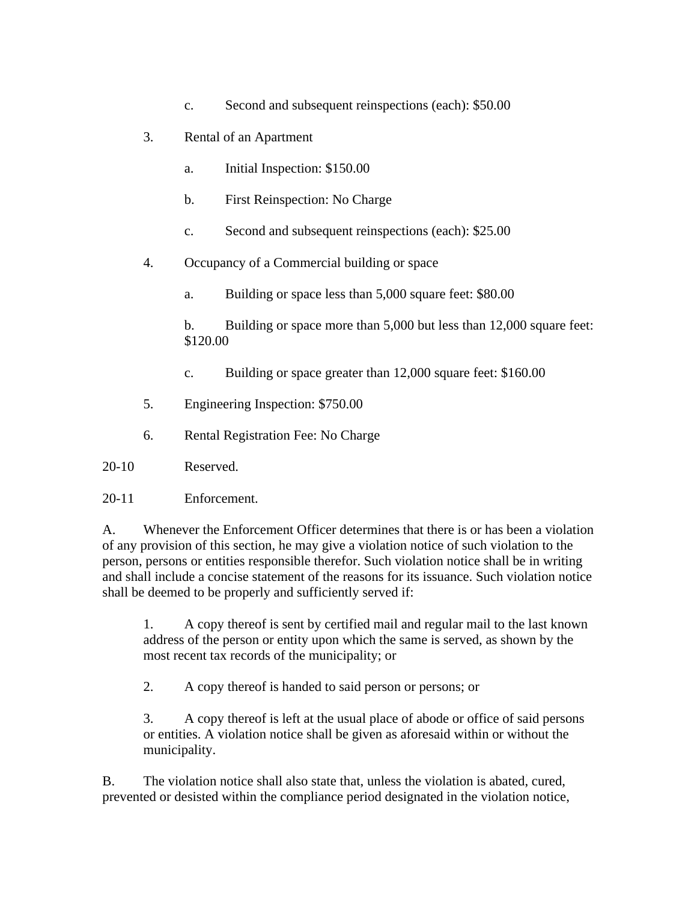c. Second and subsequent reinspections (each): $50.00

3. Rental of an Apartment

   a. Initial Inspection: $150.00

   b. First Reinspection: No Charge

   c. Second and subsequent reinspections (each): $25.00

4. Occupancy of a Commercial building or space

   a. Building or space less than 5,000 square feet: $80.00

   b. Building or space more than 5,000 but less than 12,000 square feet: $120.00

   c. Building or space greater than 12,000 square feet: $160.00

5. Engineering Inspection: $750.00

6. Rental Registration Fee: No Charge

20-10 Reserved.

20-11 Enforcement.

A. Whenever the Enforcement Officer determines that there is or has been a violation of any provision of this section, he may give a violation notice of such violation to the person, persons or entities responsible therefor. Such violation notice shall be in writing and shall include a concise statement of the reasons for its issuance. Such violation notice shall be deemed to be properly and sufficiently served if:

1. A copy thereof is sent by certified mail and regular mail to the last known address of the person or entity upon which the same is served, as shown by the most recent tax records of the municipality; or

2. A copy thereof is handed to said person or persons; or

3. A copy thereof is left at the usual place of abode or office of said persons or entities. A violation notice shall be given as aforesaid within or without the municipality.

B. The violation notice shall also state that, unless the violation is abated, cured, prevented or desisted within the compliance period designated in the violation notice,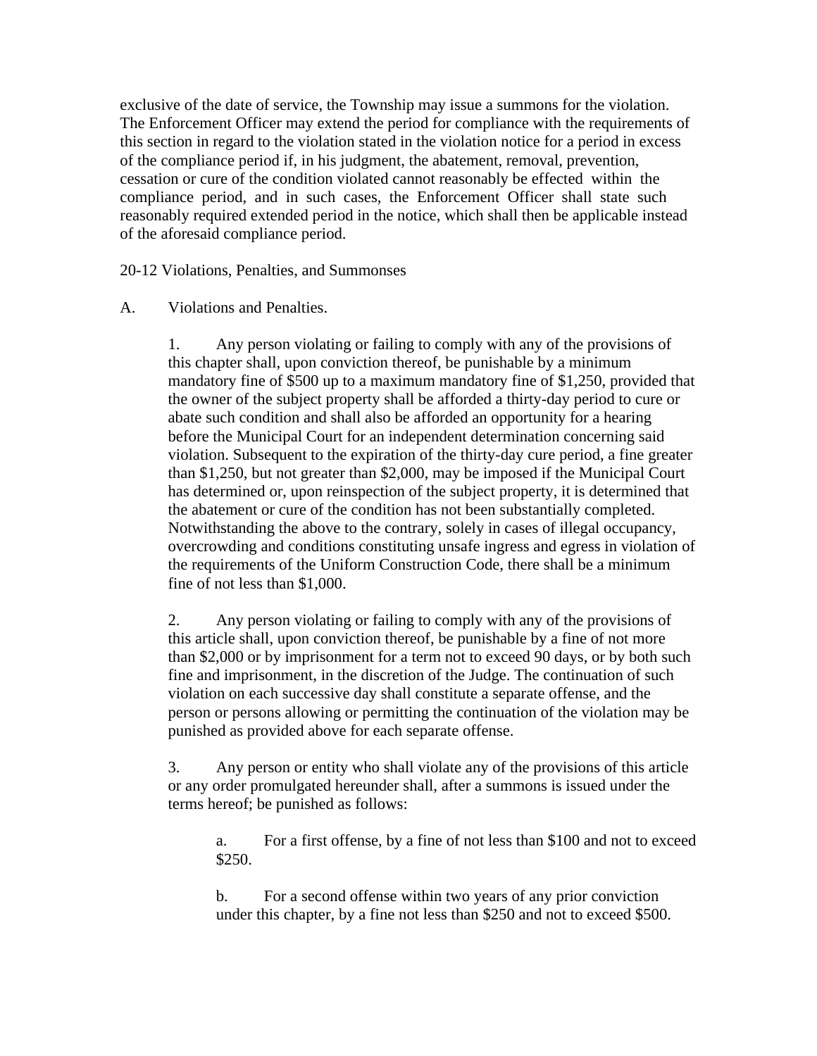exclusive of the date of service, the Township may issue a summons for the violation. The Enforcement Officer may extend the period for compliance with the requirements of this section in regard to the violation stated in the violation notice for a period in excess of the compliance period if, in his judgment, the abatement, removal, prevention, cessation or cure of the condition violated cannot reasonably be effected within the compliance period, and in such cases, the Enforcement Officer shall state such reasonably required extended period in the notice, which shall then be applicable instead of the aforesaid compliance period.

20-12 Violations, Penalties, and Summonses

A. Violations and Penalties.

1. Any person violating or failing to comply with any of the provisions of this chapter shall, upon conviction thereof, be punishable by a minimum mandatory fine of $500 up to a maximum mandatory fine of $1,250, provided that the owner of the subject property shall be afforded a thirty-day period to cure or abate such condition and shall also be afforded an opportunity for a hearing before the Municipal Court for an independent determination concerning said violation. Subsequent to the expiration of the thirty-day cure period, a fine greater than $1,250, but not greater than $2,000, may be imposed if the Municipal Court has determined or, upon reinspection of the subject property, it is determined that the abatement or cure of the condition has not been substantially completed. Notwithstanding the above to the contrary, solely in cases of illegal occupancy, overcrowding and conditions constituting unsafe ingress and egress in violation of the requirements of the Uniform Construction Code, there shall be a minimum fine of not less than $1,000.

2. Any person violating or failing to comply with any of the provisions of this article shall, upon conviction thereof, be punishable by a fine of not more than $2,000 or by imprisonment for a term not to exceed 90 days, or by both such fine and imprisonment, in the discretion of the Judge. The continuation of such violation on each successive day shall constitute a separate offense, and the person or persons allowing or permitting the continuation of the violation may be punished as provided above for each separate offense.

3. Any person or entity who shall violate any of the provisions of this article or any order promulgated hereunder shall, after a summons is issued under the terms hereof; be punished as follows:

a. For a first offense, by a fine of not less than $100 and not to exceed $250.

b. For a second offense within two years of any prior conviction under this chapter, by a fine not less than $250 and not to exceed $500.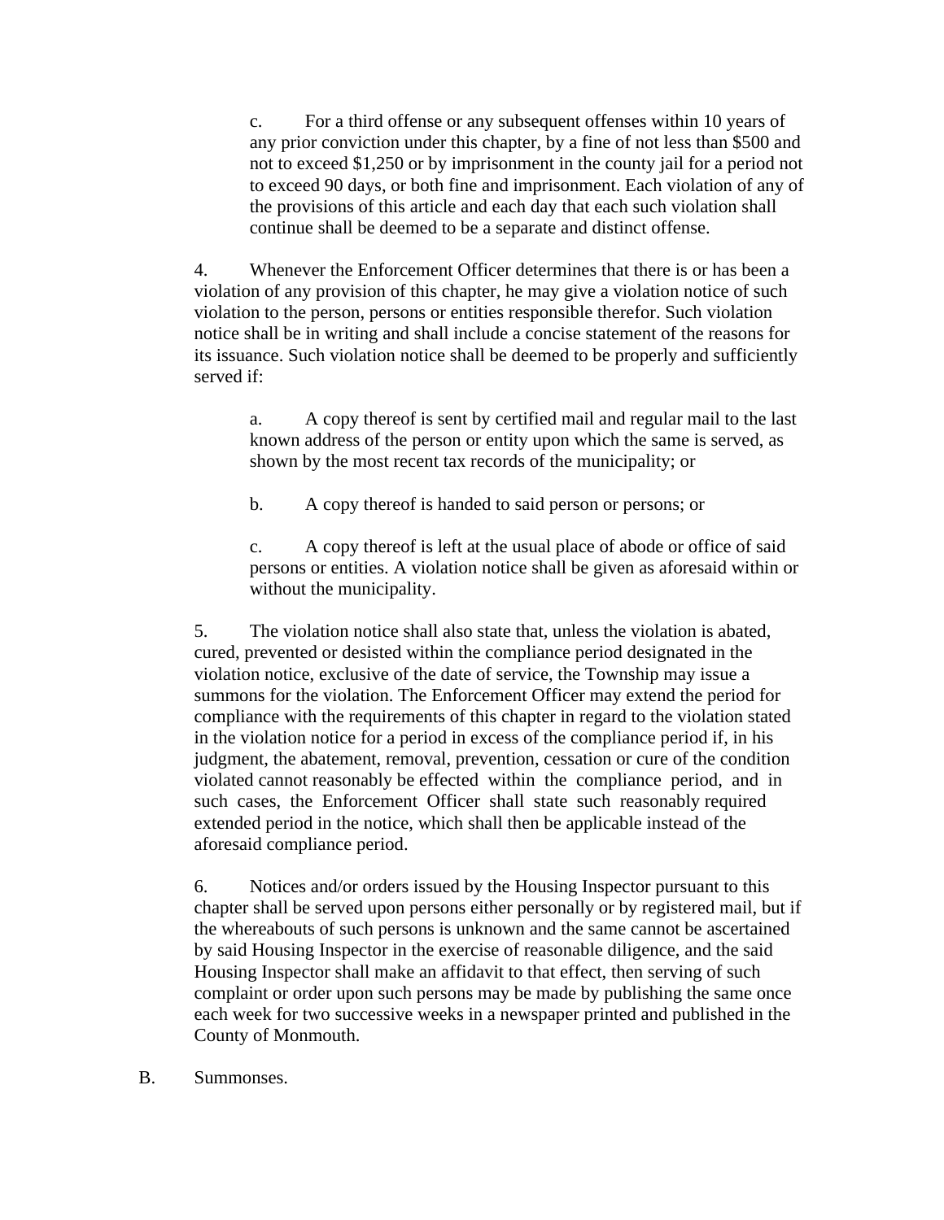c. For a third offense or any subsequent offenses within 10 years of any prior conviction under this chapter, by a fine of not less than $500 and not to exceed $1,250 or by imprisonment in the county jail for a period not to exceed 90 days, or both fine and imprisonment. Each violation of any of the provisions of this article and each day that each such violation shall continue shall be deemed to be a separate and distinct offense.

4. Whenever the Enforcement Officer determines that there is or has been a violation of any provision of this chapter, he may give a violation notice of such violation to the person, persons or entities responsible therefor. Such violation notice shall be in writing and shall include a concise statement of the reasons for its issuance. Such violation notice shall be deemed to be properly and sufficiently served if:

a. A copy thereof is sent by certified mail and regular mail to the last known address of the person or entity upon which the same is served, as shown by the most recent tax records of the municipality; or

b. A copy thereof is handed to said person or persons; or

c. A copy thereof is left at the usual place of abode or office of said persons or entities. A violation notice shall be given as aforesaid within or without the municipality.

5. The violation notice shall also state that, unless the violation is abated, cured, prevented or desisted within the compliance period designated in the violation notice, exclusive of the date of service, the Township may issue a summons for the violation. The Enforcement Officer may extend the period for compliance with the requirements of this chapter in regard to the violation stated in the violation notice for a period in excess of the compliance period if, in his judgment, the abatement, removal, prevention, cessation or cure of the condition violated cannot reasonably be effected within the compliance period, and in such cases, the Enforcement Officer shall state such reasonably required extended period in the notice, which shall then be applicable instead of the aforesaid compliance period.

6. Notices and/or orders issued by the Housing Inspector pursuant to this chapter shall be served upon persons either personally or by registered mail, but if the whereabouts of such persons is unknown and the same cannot be ascertained by said Housing Inspector in the exercise of reasonable diligence, and the said Housing Inspector shall make an affidavit to that effect, then serving of such complaint or order upon such persons may be made by publishing the same once each week for two successive weeks in a newspaper printed and published in the County of Monmouth.

B. Summonses.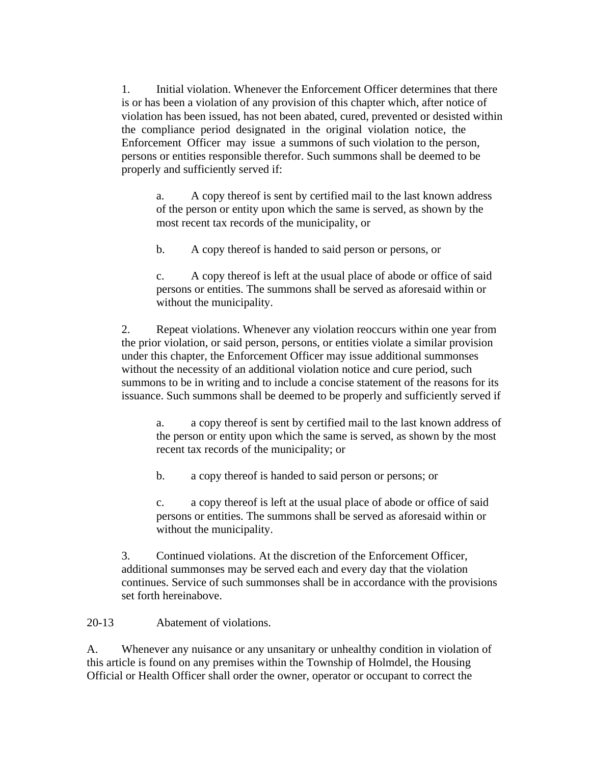1. Initial violation. Whenever the Enforcement Officer determines that there is or has been a violation of any provision of this chapter which, after notice of violation has been issued, has not been abated, cured, prevented or desisted within the compliance period designated in the original violation notice, the Enforcement Officer may issue a summons of such violation to the person, persons or entities responsible therefor. Such summons shall be deemed to be properly and sufficiently served if:

   a. A copy thereof is sent by certified mail to the last known address of the person or entity upon which the same is served, as shown by the most recent tax records of the municipality, or

   b. A copy thereof is handed to said person or persons, or

   c. A copy thereof is left at the usual place of abode or office of said persons or entities. The summons shall be served as aforesaid within or without the municipality.

2. Repeat violations. Whenever any violation reoccurs within one year from the prior violation, or said person, persons, or entities violate a similar provision under this chapter, the Enforcement Officer may issue additional summonses without the necessity of an additional violation notice and cure period, such summons to be in writing and to include a concise statement of the reasons for its issuance. Such summons shall be deemed to be properly and sufficiently served if

   a. a copy thereof is sent by certified mail to the last known address of the person or entity upon which the same is served, as shown by the most recent tax records of the municipality; or

   b. a copy thereof is handed to said person or persons; or

   c. a copy thereof is left at the usual place of abode or office of said persons or entities. The summons shall be served as aforesaid within or without the municipality.

3. Continued violations. At the discretion of the Enforcement Officer, additional summonses may be served each and every day that the violation continues. Service of such summonses shall be in accordance with the provisions set forth hereinabove.

20-13 Abatement of violations.

A. Whenever any nuisance or any unsanitary or unhealthy condition in violation of this article is found on any premises within the Township of Holmdel, the Housing Official or Health Officer shall order the owner, operator or occupant to correct the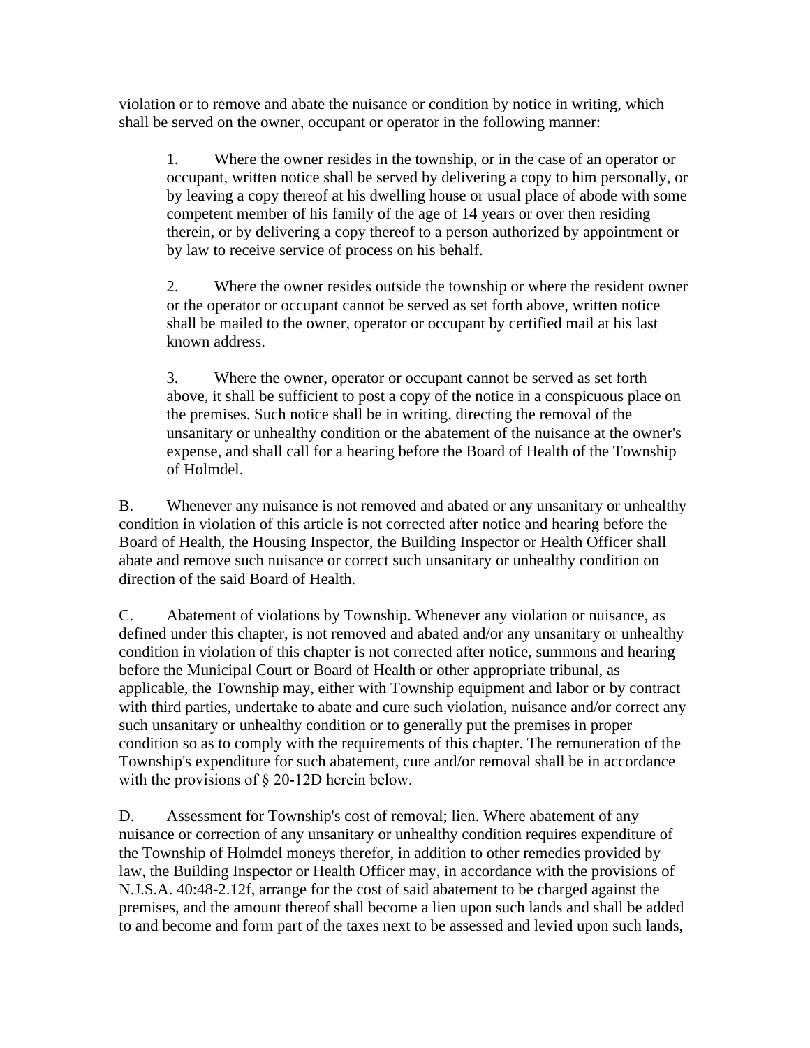violation or to remove and abate the nuisance or condition by notice in writing, which shall be served on the owner, occupant or operator in the following manner:

> 1. Where the owner resides in the township, or in the case of an operator or occupant, written notice shall be served by delivering a copy to him personally, or by leaving a copy thereof at his dwelling house or usual place of abode with some competent member of his family of the age of 14 years or over then residing therein, or by delivering a copy thereof to a person authorized by appointment or by law to receive service of process on his behalf.
>
> 2. Where the owner resides outside the township or where the resident owner or the operator or occupant cannot be served as set forth above, written notice shall be mailed to the owner, operator or occupant by certified mail at his last known address.
>
> 3. Where the owner, operator or occupant cannot be served as set forth above, it shall be sufficient to post a copy of the notice in a conspicuous place on the premises. Such notice shall be in writing, directing the removal of the unsanitary or unhealthy condition or the abatement of the nuisance at the owner's expense, and shall call for a hearing before the Board of Health of the Township of Holmdel.

B. Whenever any nuisance is not removed and abated or any unsanitary or unhealthy condition in violation of this article is not corrected after notice and hearing before the Board of Health, the Housing Inspector, the Building Inspector or Health Officer shall abate and remove such nuisance or correct such unsanitary or unhealthy condition on direction of the said Board of Health.

C. Abatement of violations by Township. Whenever any violation or nuisance, as defined under this chapter, is not removed and abated and/or any unsanitary or unhealthy condition in violation of this chapter is not corrected after notice, summons and hearing before the Municipal Court or Board of Health or other appropriate tribunal, as applicable, the Township may, either with Township equipment and labor or by contract with third parties, undertake to abate and cure such violation, nuisance and/or correct any such unsanitary or unhealthy condition or to generally put the premises in proper condition so as to comply with the requirements of this chapter. The remuneration of the Township's expenditure for such abatement, cure and/or removal shall be in accordance with the provisions of § 20-12D herein below.

D. Assessment for Township's cost of removal; lien. Where abatement of any nuisance or correction of any unsanitary or unhealthy condition requires expenditure of the Township of Holmdel moneys therefor, in addition to other remedies provided by law, the Building Inspector or Health Officer may, in accordance with the provisions of N.J.S.A. 40:48-2.12f, arrange for the cost of said abatement to be charged against the premises, and the amount thereof shall become a lien upon such lands and shall be added to and become and form part of the taxes next to be assessed and levied upon such lands,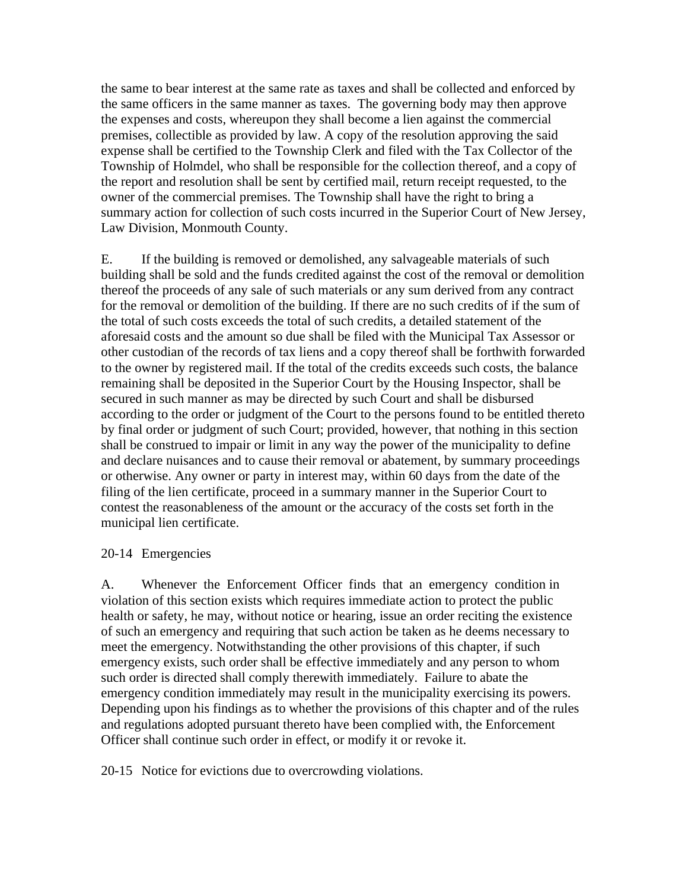the same to bear interest at the same rate as taxes and shall be collected and enforced by the same officers in the same manner as taxes. The governing body may then approve the expenses and costs, whereupon they shall become a lien against the commercial premises, collectible as provided by law. A copy of the resolution approving the said expense shall be certified to the Township Clerk and filed with the Tax Collector of the Township of Holmdel, who shall be responsible for the collection thereof, and a copy of the report and resolution shall be sent by certified mail, return receipt requested, to the owner of the commercial premises. The Township shall have the right to bring a summary action for collection of such costs incurred in the Superior Court of New Jersey, Law Division, Monmouth County.

E. If the building is removed or demolished, any salvageable materials of such building shall be sold and the funds credited against the cost of the removal or demolition thereof the proceeds of any sale of such materials or any sum derived from any contract for the removal or demolition of the building. If there are no such credits of if the sum of the total of such costs exceeds the total of such credits, a detailed statement of the aforesaid costs and the amount so due shall be filed with the Municipal Tax Assessor or other custodian of the records of tax liens and a copy thereof shall be forthwith forwarded to the owner by registered mail. If the total of the credits exceeds such costs, the balance remaining shall be deposited in the Superior Court by the Housing Inspector, shall be secured in such manner as may be directed by such Court and shall be disbursed according to the order or judgment of the Court to the persons found to be entitled thereto by final order or judgment of such Court; provided, however, that nothing in this section shall be construed to impair or limit in any way the power of the municipality to define and declare nuisances and to cause their removal or abatement, by summary proceedings or otherwise. Any owner or party in interest may, within 60 days from the date of the filing of the lien certificate, proceed in a summary manner in the Superior Court to contest the reasonableness of the amount or the accuracy of the costs set forth in the municipal lien certificate.

20-14 Emergencies

A. Whenever the Enforcement Officer finds that an emergency condition in violation of this section exists which requires immediate action to protect the public health or safety, he may, without notice or hearing, issue an order reciting the existence of such an emergency and requiring that such action be taken as he deems necessary to meet the emergency. Notwithstanding the other provisions of this chapter, if such emergency exists, such order shall be effective immediately and any person to whom such order is directed shall comply therewith immediately. Failure to abate the emergency condition immediately may result in the municipality exercising its powers. Depending upon his findings as to whether the provisions of this chapter and of the rules and regulations adopted pursuant thereto have been complied with, the Enforcement Officer shall continue such order in effect, or modify it or revoke it.

20-15 Notice for evictions due to overcrowding violations.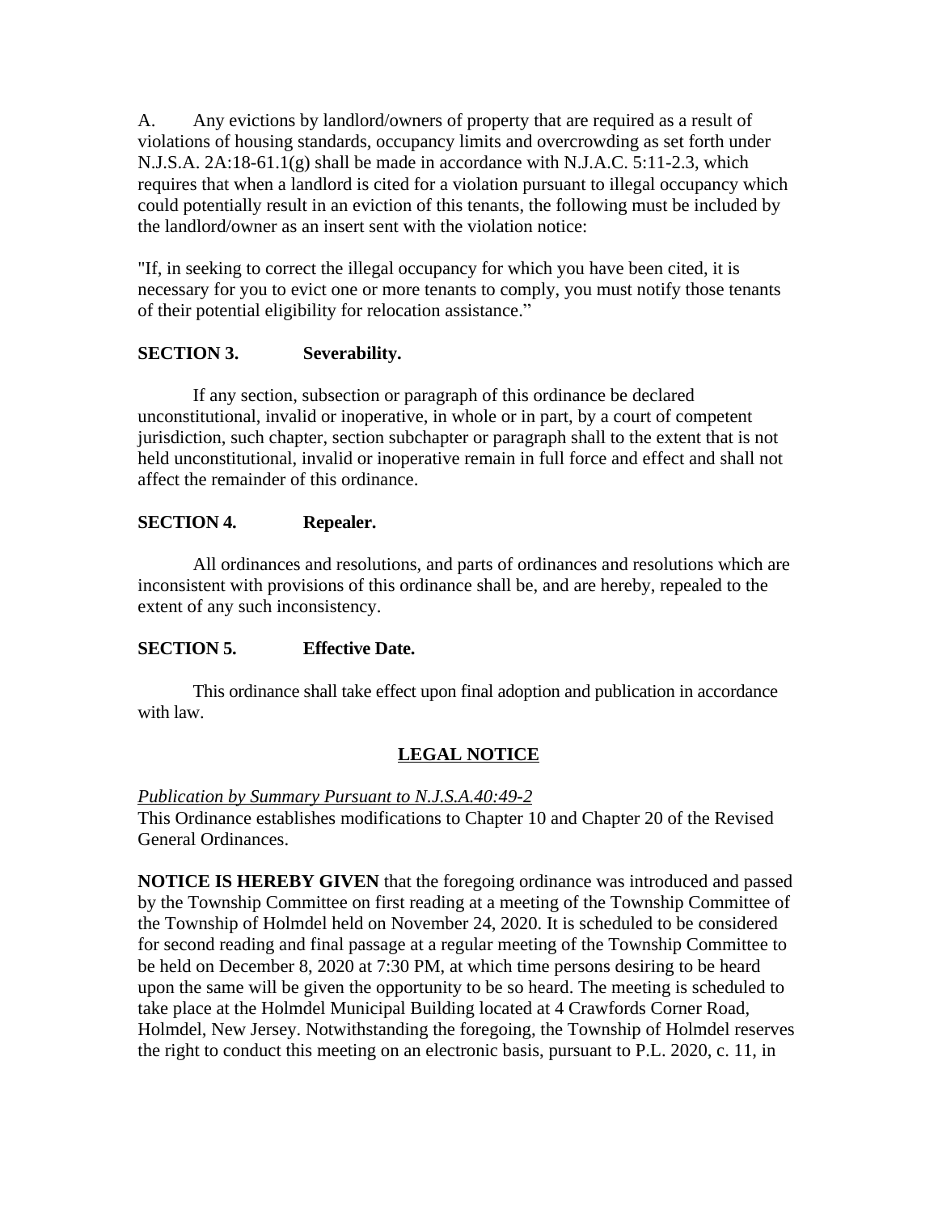A. Any evictions by landlord/owners of property that are required as a result of violations of housing standards, occupancy limits and overcrowding as set forth under N.J.S.A. 2A:18-61.1(g) shall be made in accordance with N.J.A.C. 5:11-2.3, which requires that when a landlord is cited for a violation pursuant to illegal occupancy which could potentially result in an eviction of this tenants, the following must be included by the landlord/owner as an insert sent with the violation notice:

"If, in seeking to correct the illegal occupancy for which you have been cited, it is necessary for you to evict one or more tenants to comply, you must notify those tenants of their potential eligibility for relocation assistance."

**SECTION 3. Severability.**

If any section, subsection or paragraph of this ordinance be declared unconstitutional, invalid or inoperative, in whole or in part, by a court of competent jurisdiction, such chapter, section subchapter or paragraph shall to the extent that is not held unconstitutional, invalid or inoperative remain in full force and effect and shall not affect the remainder of this ordinance.

**SECTION 4. Repealer.**

All ordinances and resolutions, and parts of ordinances and resolutions which are inconsistent with provisions of this ordinance shall be, and are hereby, repealed to the extent of any such inconsistency.

**SECTION 5. Effective Date.**

This ordinance shall take effect upon final adoption and publication in accordance with law.

## LEGAL NOTICE

*Publication by Summary Pursuant to N.J.S.A.40:49-2*
This Ordinance establishes modifications to Chapter 10 and Chapter 20 of the Revised General Ordinances.

**NOTICE IS HEREBY GIVEN** that the foregoing ordinance was introduced and passed by the Township Committee on first reading at a meeting of the Township Committee of the Township of Holmdel held on November 24, 2020. It is scheduled to be considered for second reading and final passage at a regular meeting of the Township Committee to be held on December 8, 2020 at 7:30 PM, at which time persons desiring to be heard upon the same will be given the opportunity to be so heard. The meeting is scheduled to take place at the Holmdel Municipal Building located at 4 Crawfords Corner Road, Holmdel, New Jersey. Notwithstanding the foregoing, the Township of Holmdel reserves the right to conduct this meeting on an electronic basis, pursuant to P.L. 2020, c. 11, in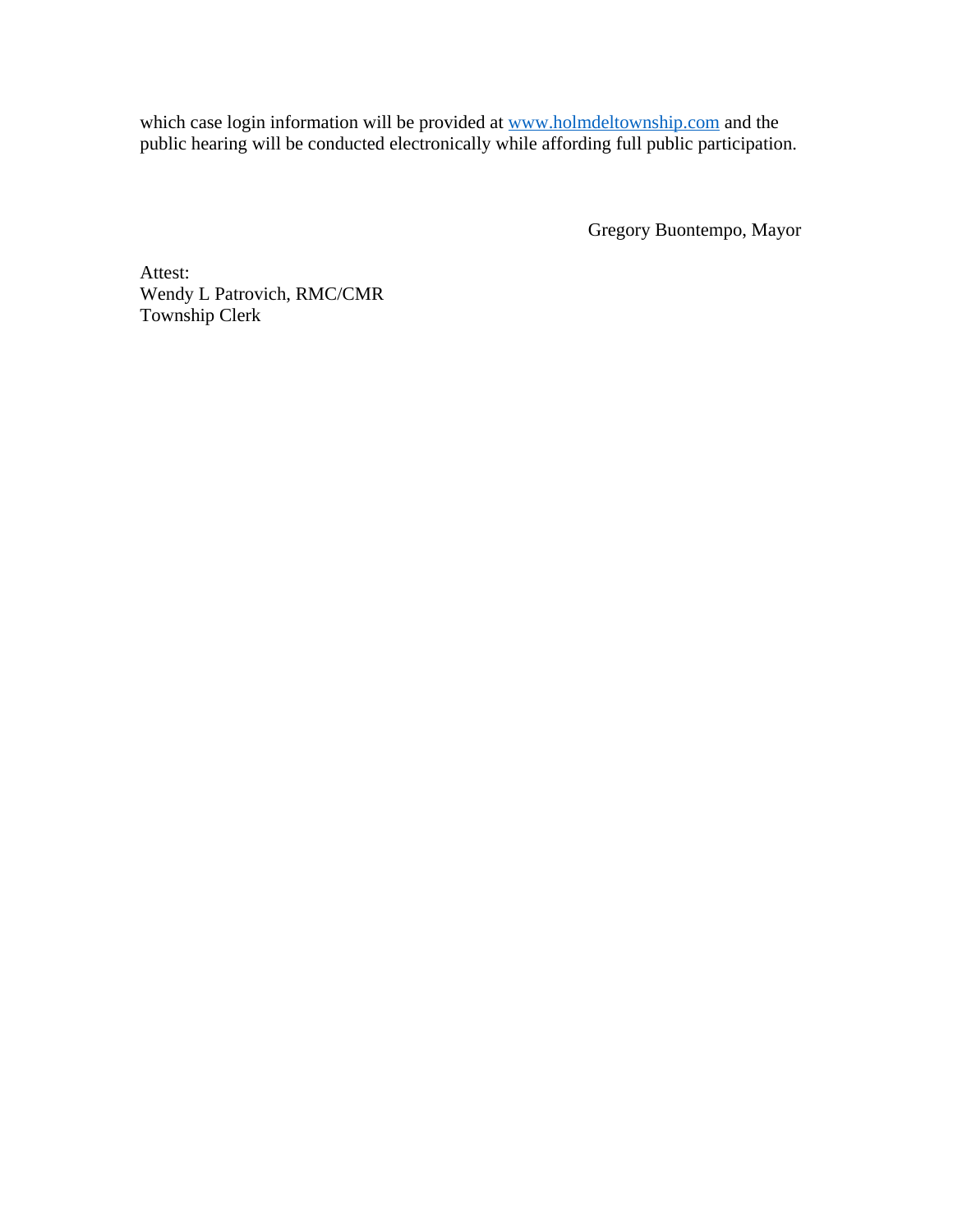which case login information will be provided at www.holmdeltownship.com and the public hearing will be conducted electronically while affording full public participation.

Gregory Buontempo, Mayor

Attest:
Wendy L Patrovich, RMC/CMR
Township Clerk